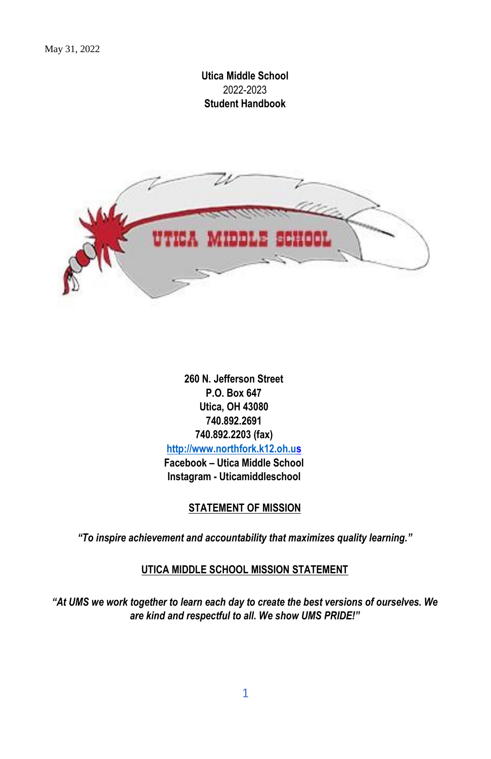May 31, 2022

# Utica Middle School
2022-2023
**Student Handbook**

**260 N. Jefferson Street**
**P.O. Box 647**
**Utica, OH 43080**
**740.892.2691**
**740.892.2203 (fax)**
**http://www.northfork.k12.oh.us**
**Facebook – Utica Middle School**
**Instagram - Uticamiddleschool**

## STATEMENT OF MISSION

***"To inspire achievement and accountability that maximizes quality learning."***

## UTICA MIDDLE SCHOOL MISSION STATEMENT

***"At UMS we work together to learn each day to create the best versions of ourselves. We are kind and respectful to all. We show UMS PRIDE!"***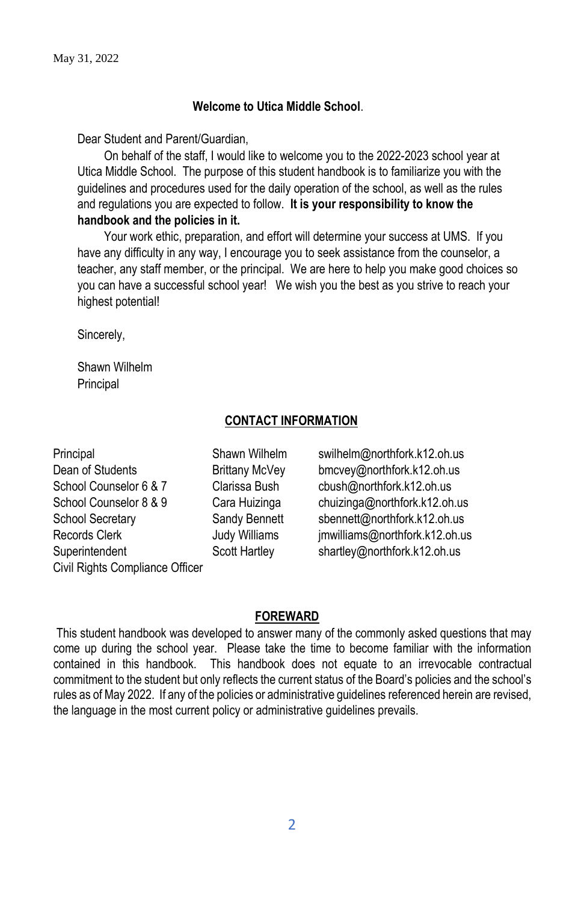May 31, 2022

**Welcome to Utica Middle School**.

Dear Student and Parent/Guardian,

On behalf of the staff, I would like to welcome you to the 2022-2023 school year at Utica Middle School. The purpose of this student handbook is to familiarize you with the guidelines and procedures used for the daily operation of the school, as well as the rules and regulations you are expected to follow. **It is your responsibility to know the handbook and the policies in it.**

Your work ethic, preparation, and effort will determine your success at UMS. If you have any difficulty in any way, I encourage you to seek assistance from the counselor, a teacher, any staff member, or the principal. We are here to help you make good choices so you can have a successful school year! We wish you the best as you strive to reach your highest potential!

Sincerely,

Shawn Wilhelm
Principal

## CONTACT INFORMATION

| | | |
|---|---|---|
| Principal | Shawn Wilhelm | swilhelm@northfork.k12.oh.us |
| Dean of Students | Brittany McVey | bmcvey@northfork.k12.oh.us |
| School Counselor 6 & 7 | Clarissa Bush | cbush@northfork.k12.oh.us |
| School Counselor 8 & 9 | Cara Huizinga | chuizinga@northfork.k12.oh.us |
| School Secretary | Sandy Bennett | sbennett@northfork.k12.oh.us |
| Records Clerk | Judy Williams | jmwilliams@northfork.k12.oh.us |
| Superintendent | Scott Hartley | shartley@northfork.k12.oh.us |
| Civil Rights Compliance Officer | | |

## FOREWARD

This student handbook was developed to answer many of the commonly asked questions that may come up during the school year. Please take the time to become familiar with the information contained in this handbook. This handbook does not equate to an irrevocable contractual commitment to the student but only reflects the current status of the Board's policies and the school's rules as of May 2022. If any of the policies or administrative guidelines referenced herein are revised, the language in the most current policy or administrative guidelines prevails.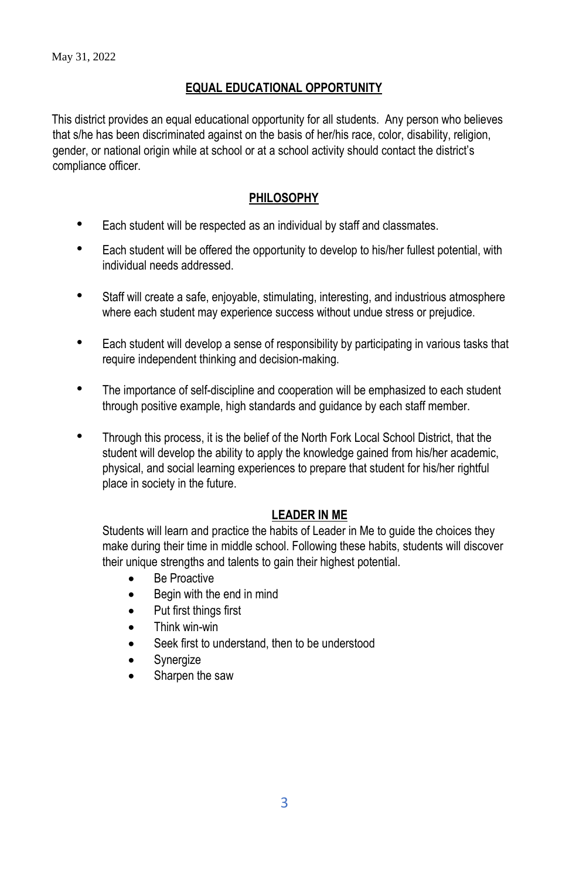May 31, 2022

## EQUAL EDUCATIONAL OPPORTUNITY

This district provides an equal educational opportunity for all students. Any person who believes that s/he has been discriminated against on the basis of her/his race, color, disability, religion, gender, or national origin while at school or at a school activity should contact the district's compliance officer.

## PHILOSOPHY

- Each student will be respected as an individual by staff and classmates.
- Each student will be offered the opportunity to develop to his/her fullest potential, with individual needs addressed.
- Staff will create a safe, enjoyable, stimulating, interesting, and industrious atmosphere where each student may experience success without undue stress or prejudice.
- Each student will develop a sense of responsibility by participating in various tasks that require independent thinking and decision-making.
- The importance of self-discipline and cooperation will be emphasized to each student through positive example, high standards and guidance by each staff member.
- Through this process, it is the belief of the North Fork Local School District, that the student will develop the ability to apply the knowledge gained from his/her academic, physical, and social learning experiences to prepare that student for his/her rightful place in society in the future.

## LEADER IN ME

Students will learn and practice the habits of Leader in Me to guide the choices they make during their time in middle school. Following these habits, students will discover their unique strengths and talents to gain their highest potential.

- Be Proactive
- Begin with the end in mind
- Put first things first
- Think win-win
- Seek first to understand, then to be understood
- Synergize
- Sharpen the saw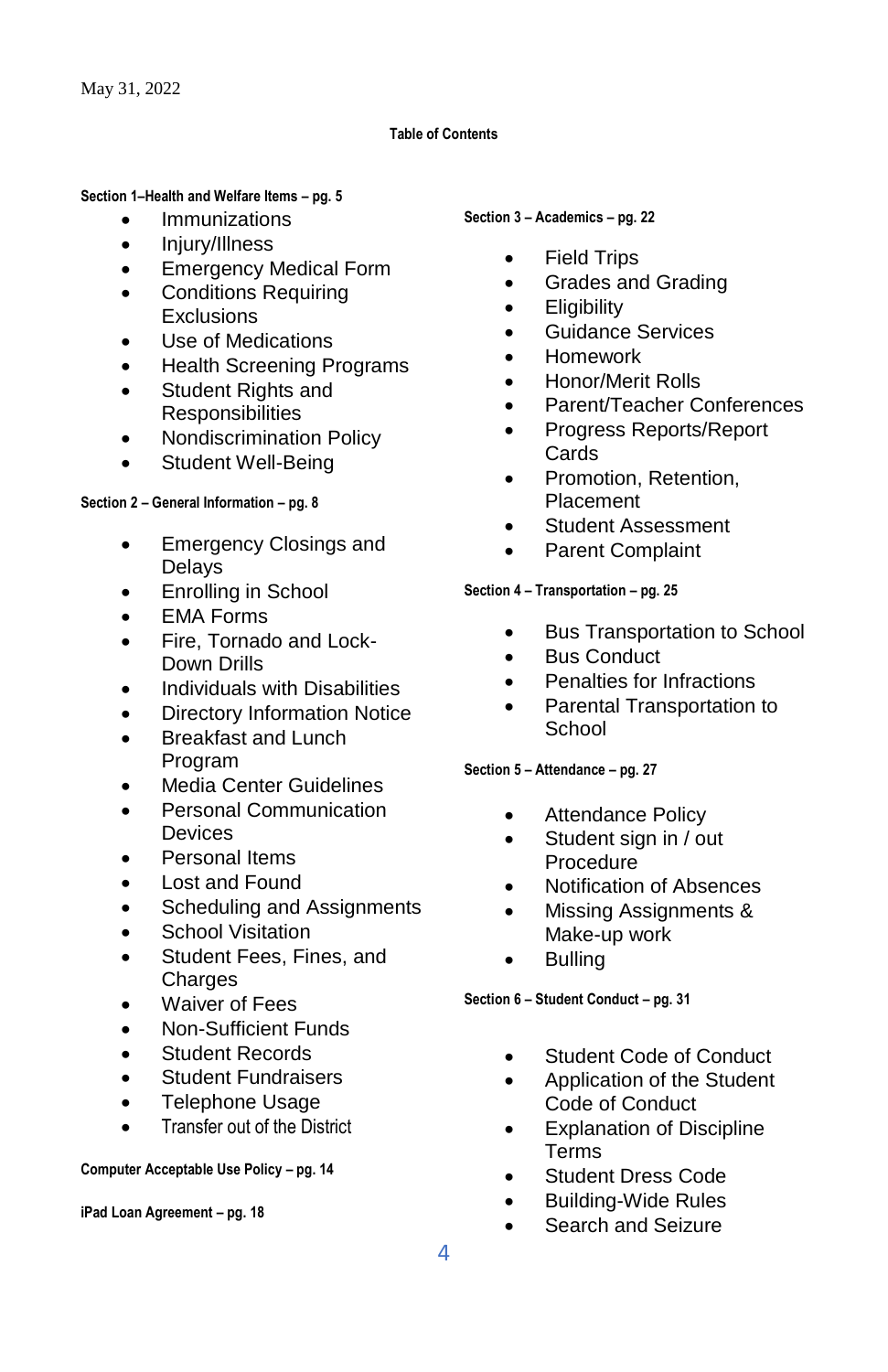May 31, 2022

## Table of Contents

**Section 1–Health and Welfare Items – pg. 5**

- Immunizations
- Injury/Illness
- Emergency Medical Form
- Conditions Requiring Exclusions
- Use of Medications
- Health Screening Programs
- Student Rights and Responsibilities
- Nondiscrimination Policy
- Student Well-Being

**Section 2 – General Information – pg. 8**

- Emergency Closings and Delays
- Enrolling in School
- EMA Forms
- Fire, Tornado and Lock-Down Drills
- Individuals with Disabilities
- Directory Information Notice
- Breakfast and Lunch Program
- Media Center Guidelines
- Personal Communication Devices
- Personal Items
- Lost and Found
- Scheduling and Assignments
- School Visitation
- Student Fees, Fines, and Charges
- Waiver of Fees
- Non-Sufficient Funds
- Student Records
- Student Fundraisers
- Telephone Usage
- Transfer out of the District

**Computer Acceptable Use Policy – pg. 14**

**iPad Loan Agreement – pg. 18**

**Section 3 – Academics – pg. 22**

- Field Trips
- Grades and Grading
- Eligibility
- Guidance Services
- Homework
- Honor/Merit Rolls
- Parent/Teacher Conferences
- Progress Reports/Report Cards
- Promotion, Retention, Placement
- Student Assessment
- Parent Complaint

**Section 4 – Transportation – pg. 25**

- Bus Transportation to School
- Bus Conduct
- Penalties for Infractions
- Parental Transportation to School

**Section 5 – Attendance – pg. 27**

- Attendance Policy
- Student sign in / out Procedure
- Notification of Absences
- Missing Assignments & Make-up work
- Bulling

**Section 6 – Student Conduct – pg. 31**

- Student Code of Conduct
- Application of the Student Code of Conduct
- Explanation of Discipline Terms
- Student Dress Code
- Building-Wide Rules
- Search and Seizure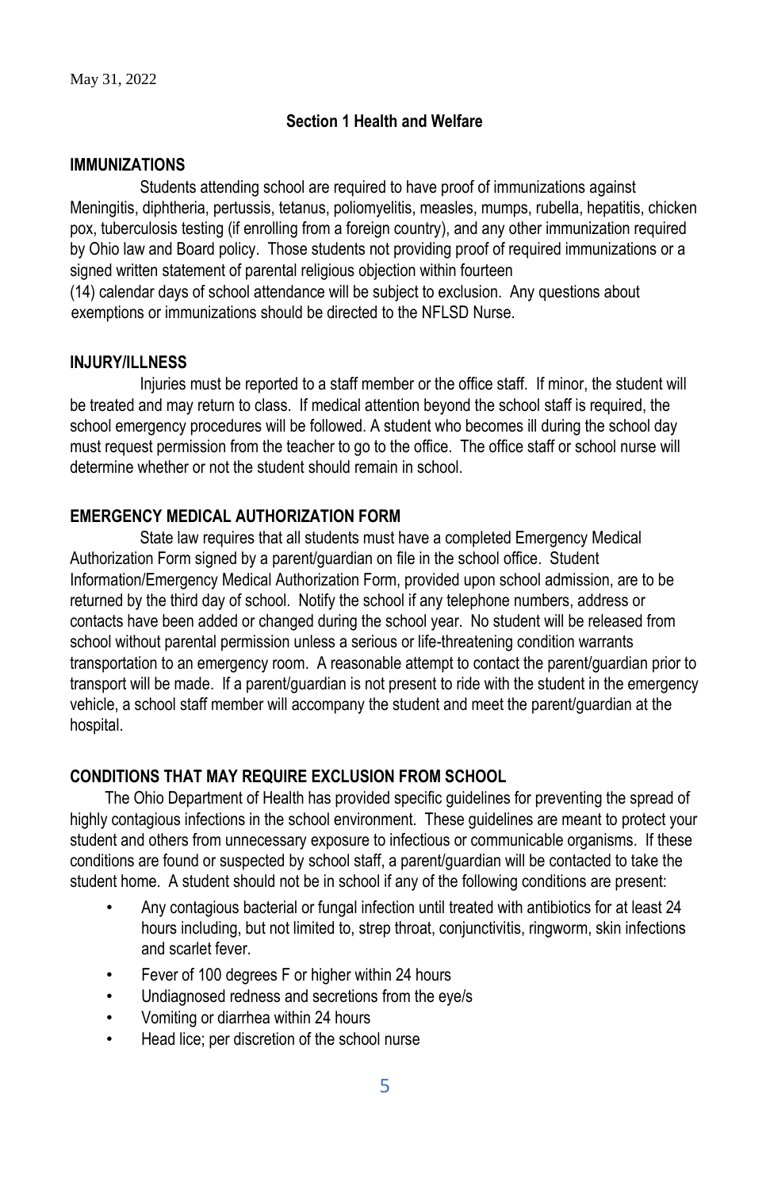May 31, 2022

## Section 1 Health and Welfare

### IMMUNIZATIONS

Students attending school are required to have proof of immunizations against Meningitis, diphtheria, pertussis, tetanus, poliomyelitis, measles, mumps, rubella, hepatitis, chicken pox, tuberculosis testing (if enrolling from a foreign country), and any other immunization required by Ohio law and Board policy. Those students not providing proof of required immunizations or a signed written statement of parental religious objection within fourteen (14) calendar days of school attendance will be subject to exclusion. Any questions about exemptions or immunizations should be directed to the NFLSD Nurse.

### INJURY/ILLNESS

Injuries must be reported to a staff member or the office staff. If minor, the student will be treated and may return to class. If medical attention beyond the school staff is required, the school emergency procedures will be followed. A student who becomes ill during the school day must request permission from the teacher to go to the office. The office staff or school nurse will determine whether or not the student should remain in school.

### EMERGENCY MEDICAL AUTHORIZATION FORM

State law requires that all students must have a completed Emergency Medical Authorization Form signed by a parent/guardian on file in the school office. Student Information/Emergency Medical Authorization Form, provided upon school admission, are to be returned by the third day of school. Notify the school if any telephone numbers, address or contacts have been added or changed during the school year. No student will be released from school without parental permission unless a serious or life-threatening condition warrants transportation to an emergency room. A reasonable attempt to contact the parent/guardian prior to transport will be made. If a parent/guardian is not present to ride with the student in the emergency vehicle, a school staff member will accompany the student and meet the parent/guardian at the hospital.

### CONDITIONS THAT MAY REQUIRE EXCLUSION FROM SCHOOL

The Ohio Department of Health has provided specific guidelines for preventing the spread of highly contagious infections in the school environment. These guidelines are meant to protect your student and others from unnecessary exposure to infectious or communicable organisms. If these conditions are found or suspected by school staff, a parent/guardian will be contacted to take the student home. A student should not be in school if any of the following conditions are present:

- Any contagious bacterial or fungal infection until treated with antibiotics for at least 24 hours including, but not limited to, strep throat, conjunctivitis, ringworm, skin infections and scarlet fever.
- Fever of 100 degrees F or higher within 24 hours
- Undiagnosed redness and secretions from the eye/s
- Vomiting or diarrhea within 24 hours
- Head lice; per discretion of the school nurse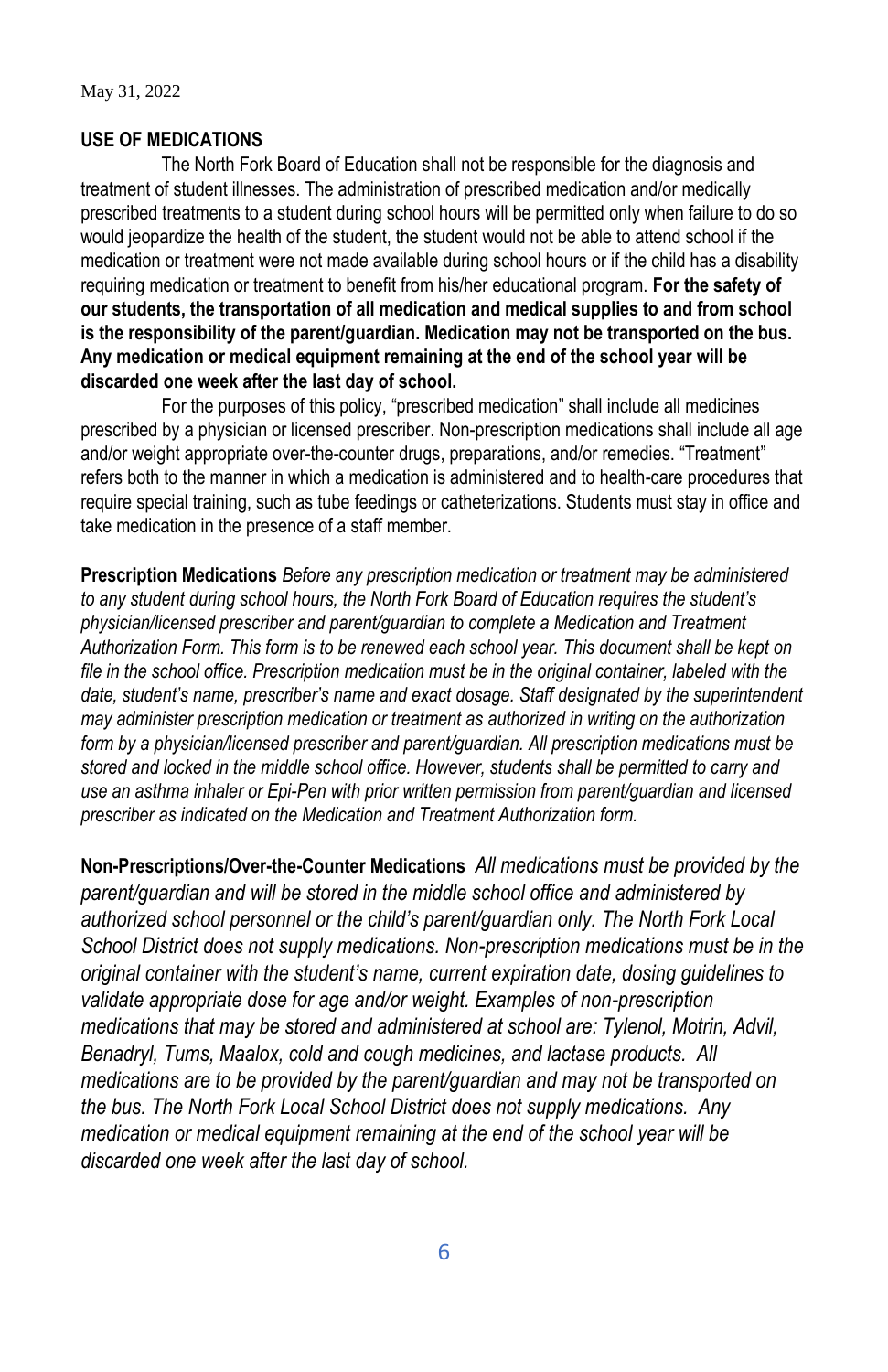May 31, 2022

## USE OF MEDICATIONS

The North Fork Board of Education shall not be responsible for the diagnosis and treatment of student illnesses. The administration of prescribed medication and/or medically prescribed treatments to a student during school hours will be permitted only when failure to do so would jeopardize the health of the student, the student would not be able to attend school if the medication or treatment were not made available during school hours or if the child has a disability requiring medication or treatment to benefit from his/her educational program. **For the safety of our students, the transportation of all medication and medical supplies to and from school is the responsibility of the parent/guardian. Medication may not be transported on the bus. Any medication or medical equipment remaining at the end of the school year will be discarded one week after the last day of school.**

For the purposes of this policy, "prescribed medication" shall include all medicines prescribed by a physician or licensed prescriber. Non-prescription medications shall include all age and/or weight appropriate over-the-counter drugs, preparations, and/or remedies. "Treatment" refers both to the manner in which a medication is administered and to health-care procedures that require special training, such as tube feedings or catheterizations. Students must stay in office and take medication in the presence of a staff member.

**Prescription Medications** *Before any prescription medication or treatment may be administered to any student during school hours, the North Fork Board of Education requires the student's physician/licensed prescriber and parent/guardian to complete a Medication and Treatment Authorization Form. This form is to be renewed each school year. This document shall be kept on file in the school office. Prescription medication must be in the original container, labeled with the date, student's name, prescriber's name and exact dosage. Staff designated by the superintendent may administer prescription medication or treatment as authorized in writing on the authorization form by a physician/licensed prescriber and parent/guardian. All prescription medications must be stored and locked in the middle school office. However, students shall be permitted to carry and use an asthma inhaler or Epi-Pen with prior written permission from parent/guardian and licensed prescriber as indicated on the Medication and Treatment Authorization form.*

**Non-Prescriptions/Over-the-Counter Medications** *All medications must be provided by the parent/guardian and will be stored in the middle school office and administered by authorized school personnel or the child's parent/guardian only. The North Fork Local School District does not supply medications. Non-prescription medications must be in the original container with the student's name, current expiration date, dosing guidelines to validate appropriate dose for age and/or weight. Examples of non-prescription medications that may be stored and administered at school are: Tylenol, Motrin, Advil, Benadryl, Tums, Maalox, cold and cough medicines, and lactase products. All medications are to be provided by the parent/guardian and may not be transported on the bus. The North Fork Local School District does not supply medications. Any medication or medical equipment remaining at the end of the school year will be discarded one week after the last day of school.*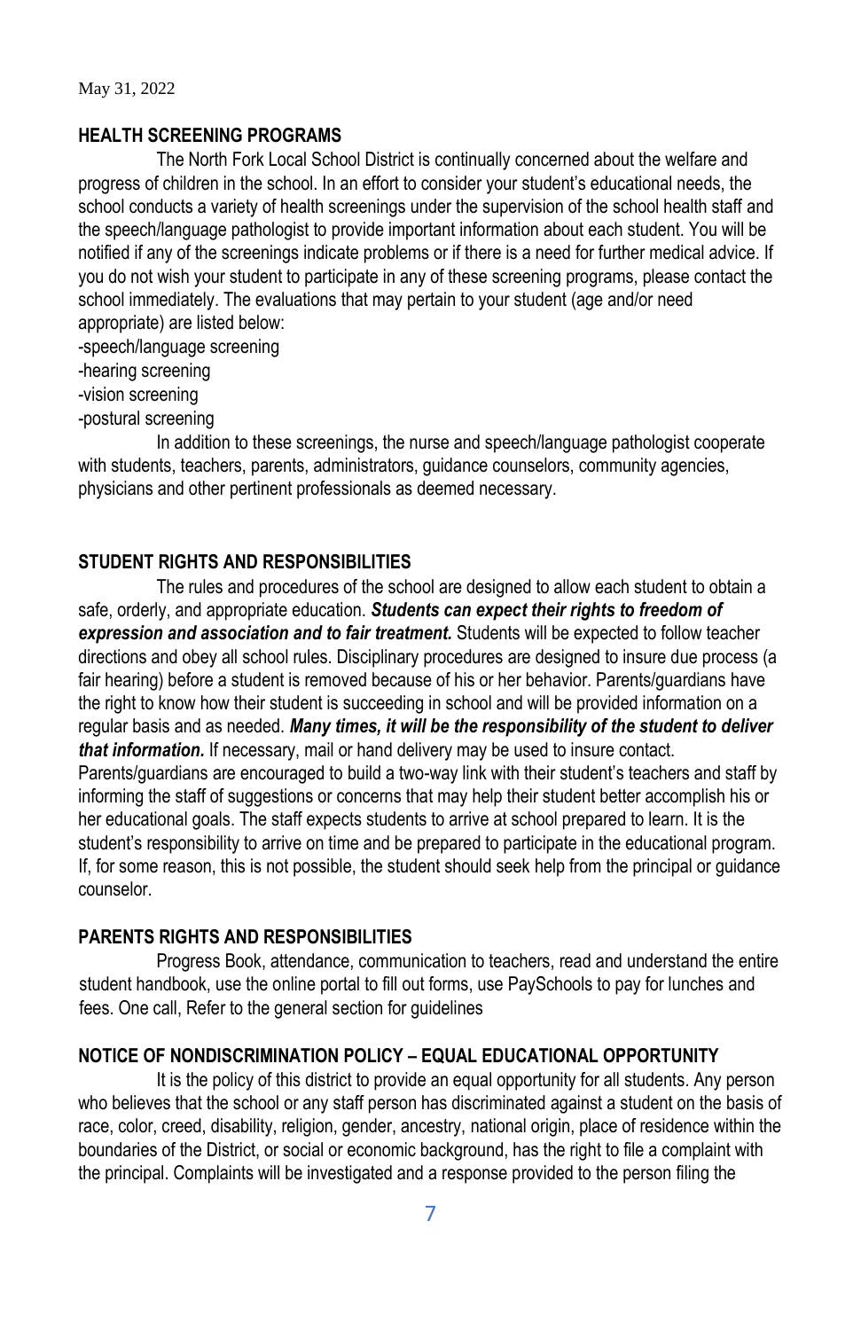May 31, 2022

## HEALTH SCREENING PROGRAMS

The North Fork Local School District is continually concerned about the welfare and progress of children in the school. In an effort to consider your student's educational needs, the school conducts a variety of health screenings under the supervision of the school health staff and the speech/language pathologist to provide important information about each student. You will be notified if any of the screenings indicate problems or if there is a need for further medical advice. If you do not wish your student to participate in any of these screening programs, please contact the school immediately. The evaluations that may pertain to your student (age and/or need appropriate) are listed below:

-speech/language screening
-hearing screening
-vision screening
-postural screening

In addition to these screenings, the nurse and speech/language pathologist cooperate with students, teachers, parents, administrators, guidance counselors, community agencies, physicians and other pertinent professionals as deemed necessary.

## STUDENT RIGHTS AND RESPONSIBILITIES

The rules and procedures of the school are designed to allow each student to obtain a safe, orderly, and appropriate education. ***Students can expect their rights to freedom of expression and association and to fair treatment.*** Students will be expected to follow teacher directions and obey all school rules. Disciplinary procedures are designed to insure due process (a fair hearing) before a student is removed because of his or her behavior. Parents/guardians have the right to know how their student is succeeding in school and will be provided information on a regular basis and as needed. ***Many times, it will be the responsibility of the student to deliver that information.*** If necessary, mail or hand delivery may be used to insure contact. Parents/guardians are encouraged to build a two-way link with their student's teachers and staff by informing the staff of suggestions or concerns that may help their student better accomplish his or her educational goals. The staff expects students to arrive at school prepared to learn. It is the student's responsibility to arrive on time and be prepared to participate in the educational program. If, for some reason, this is not possible, the student should seek help from the principal or guidance counselor.

## PARENTS RIGHTS AND RESPONSIBILITIES

Progress Book, attendance, communication to teachers, read and understand the entire student handbook, use the online portal to fill out forms, use PaySchools to pay for lunches and fees. One call, Refer to the general section for guidelines

## NOTICE OF NONDISCRIMINATION POLICY – EQUAL EDUCATIONAL OPPORTUNITY

It is the policy of this district to provide an equal opportunity for all students. Any person who believes that the school or any staff person has discriminated against a student on the basis of race, color, creed, disability, religion, gender, ancestry, national origin, place of residence within the boundaries of the District, or social or economic background, has the right to file a complaint with the principal. Complaints will be investigated and a response provided to the person filing the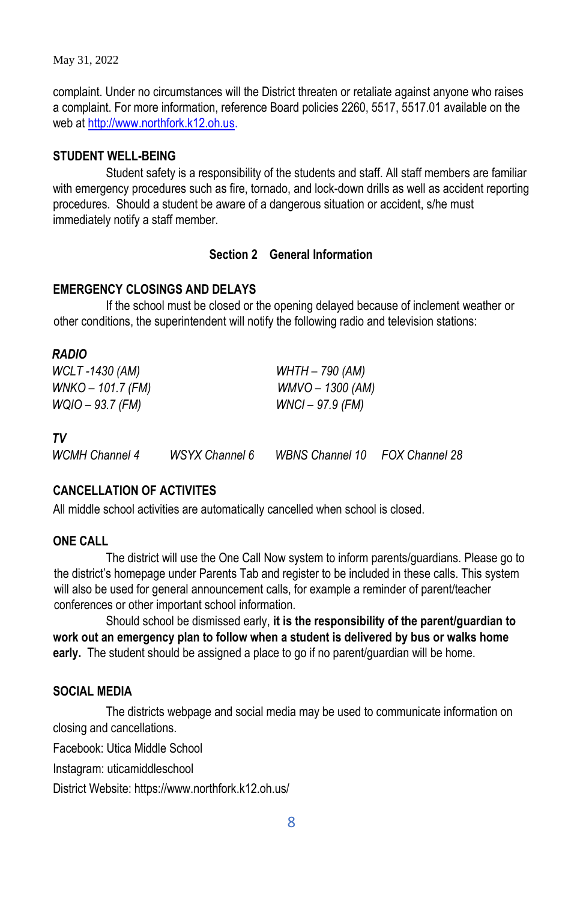complaint. Under no circumstances will the District threaten or retaliate against anyone who raises a complaint. For more information, reference Board policies 2260, 5517, 5517.01 available on the web at http://www.northfork.k12.oh.us.

**STUDENT WELL-BEING**

Student safety is a responsibility of the students and staff. All staff members are familiar with emergency procedures such as fire, tornado, and lock-down drills as well as accident reporting procedures. Should a student be aware of a dangerous situation or accident, s/he must immediately notify a staff member.

## Section 2 General Information

**EMERGENCY CLOSINGS AND DELAYS**

If the school must be closed or the opening delayed because of inclement weather or other conditions, the superintendent will notify the following radio and television stations:

***RADIO***

*WCLT -1430 (AM)*
*WNKO – 101.7 (FM)*
*WQIO – 93.7 (FM)*
*WHTH – 790 (AM)*
*WMVO – 1300 (AM)*
*WNCI – 97.9 (FM)*

***TV***

*WCMH Channel 4*
*WSYX Channel 6*
*WBNS Channel 10*
*FOX Channel 28*

**CANCELLATION OF ACTIVITES**

All middle school activities are automatically cancelled when school is closed.

**ONE CALL**

The district will use the One Call Now system to inform parents/guardians. Please go to the district's homepage under Parents Tab and register to be included in these calls. This system will also be used for general announcement calls, for example a reminder of parent/teacher conferences or other important school information.

Should school be dismissed early, **it is the responsibility of the parent/guardian to work out an emergency plan to follow when a student is delivered by bus or walks home early.** The student should be assigned a place to go if no parent/guardian will be home.

**SOCIAL MEDIA**

The districts webpage and social media may be used to communicate information on closing and cancellations.

Facebook: Utica Middle School

Instagram: uticamiddleschool

District Website: https://www.northfork.k12.oh.us/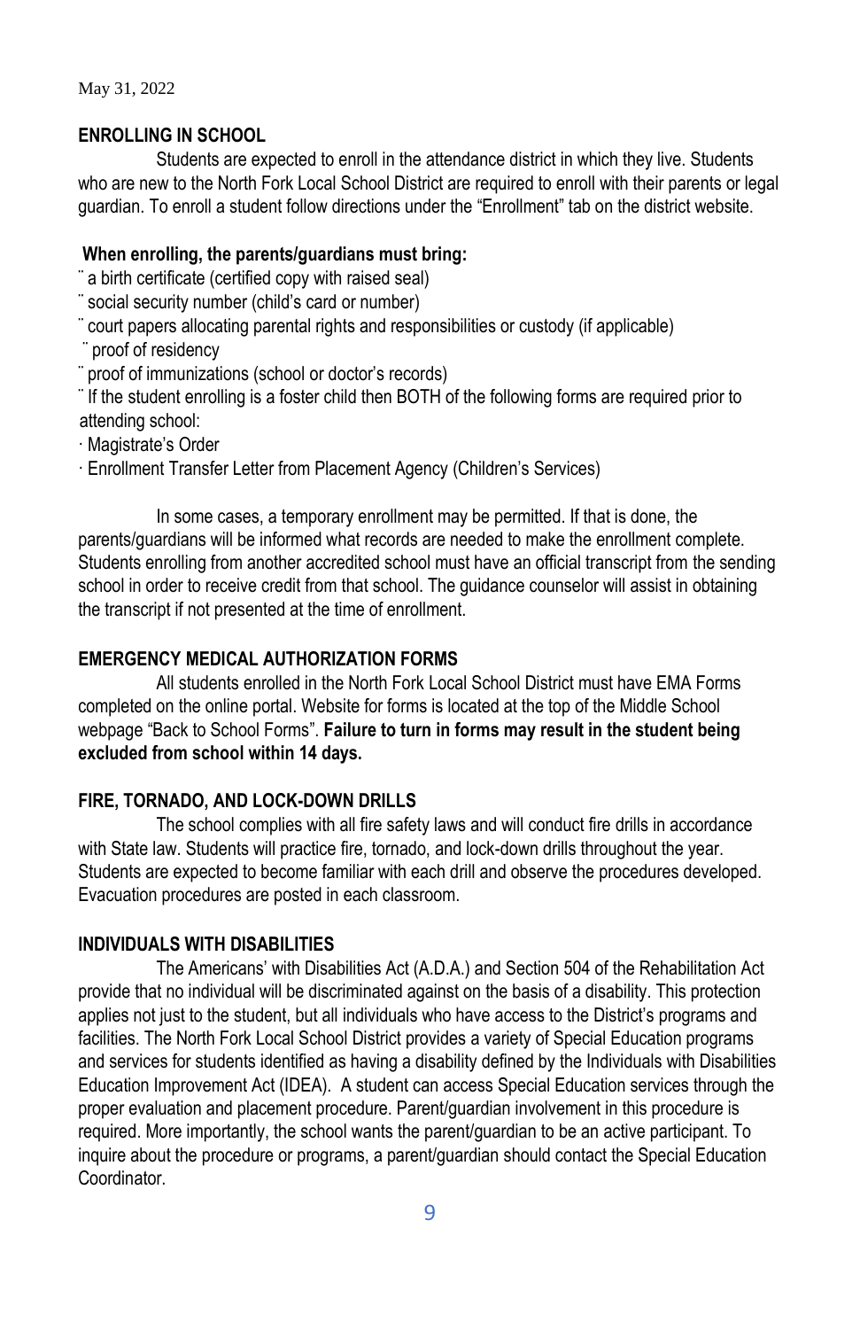May 31, 2022

## ENROLLING IN SCHOOL

Students are expected to enroll in the attendance district in which they live. Students who are new to the North Fork Local School District are required to enroll with their parents or legal guardian. To enroll a student follow directions under the "Enrollment" tab on the district website.

**When enrolling, the parents/guardians must bring:**

- a birth certificate (certified copy with raised seal)
- social security number (child's card or number)
- court papers allocating parental rights and responsibilities or custody (if applicable)
- proof of residency
- proof of immunizations (school or doctor's records)
- If the student enrolling is a foster child then BOTH of the following forms are required prior to attending school:
  - Magistrate's Order
  - Enrollment Transfer Letter from Placement Agency (Children's Services)

In some cases, a temporary enrollment may be permitted. If that is done, the parents/guardians will be informed what records are needed to make the enrollment complete. Students enrolling from another accredited school must have an official transcript from the sending school in order to receive credit from that school. The guidance counselor will assist in obtaining the transcript if not presented at the time of enrollment.

## EMERGENCY MEDICAL AUTHORIZATION FORMS

All students enrolled in the North Fork Local School District must have EMA Forms completed on the online portal. Website for forms is located at the top of the Middle School webpage "Back to School Forms". **Failure to turn in forms may result in the student being excluded from school within 14 days.**

## FIRE, TORNADO, AND LOCK-DOWN DRILLS

The school complies with all fire safety laws and will conduct fire drills in accordance with State law. Students will practice fire, tornado, and lock-down drills throughout the year. Students are expected to become familiar with each drill and observe the procedures developed. Evacuation procedures are posted in each classroom.

## INDIVIDUALS WITH DISABILITIES

The Americans' with Disabilities Act (A.D.A.) and Section 504 of the Rehabilitation Act provide that no individual will be discriminated against on the basis of a disability. This protection applies not just to the student, but all individuals who have access to the District's programs and facilities. The North Fork Local School District provides a variety of Special Education programs and services for students identified as having a disability defined by the Individuals with Disabilities Education Improvement Act (IDEA). A student can access Special Education services through the proper evaluation and placement procedure. Parent/guardian involvement in this procedure is required. More importantly, the school wants the parent/guardian to be an active participant. To inquire about the procedure or programs, a parent/guardian should contact the Special Education Coordinator.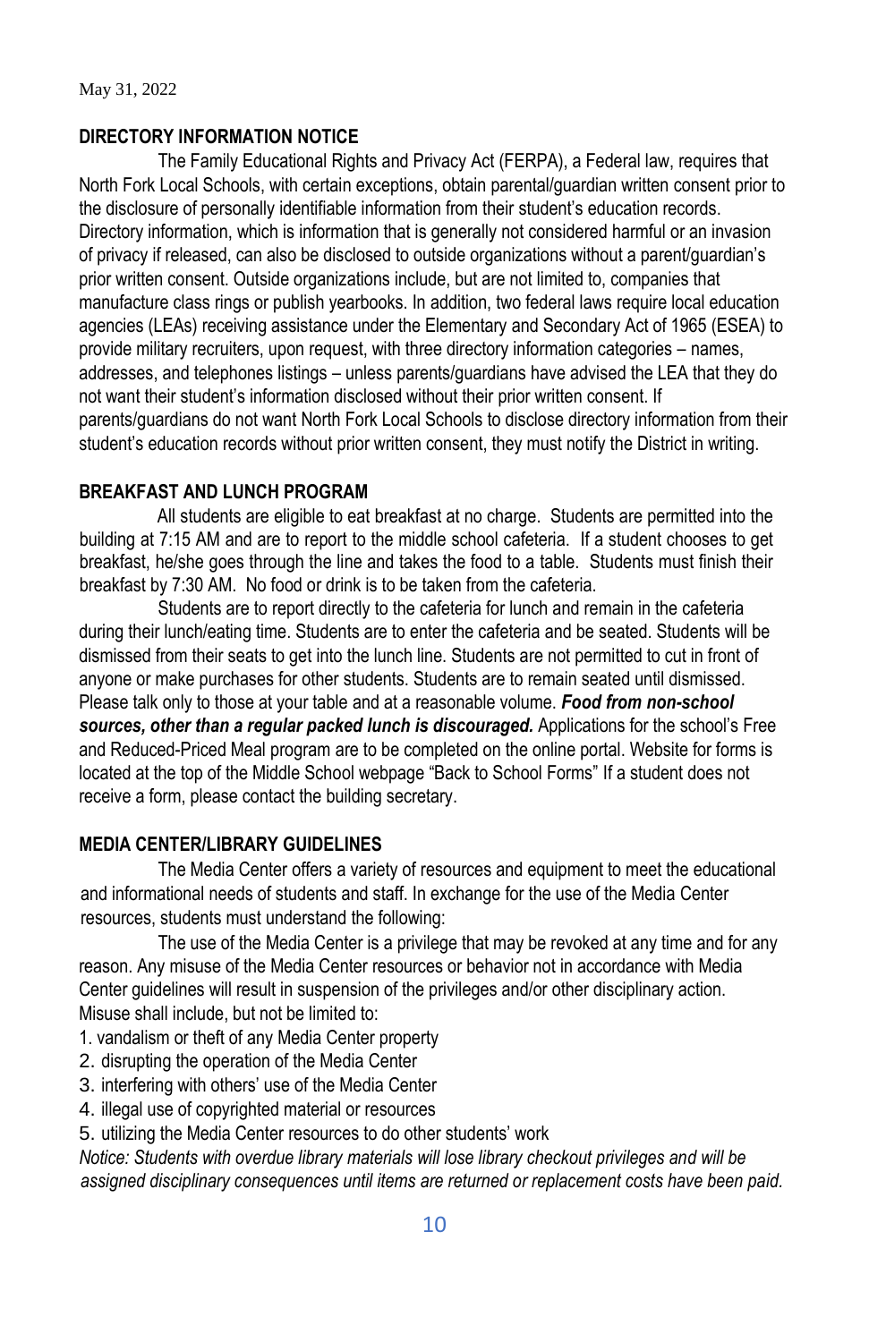May 31, 2022

## DIRECTORY INFORMATION NOTICE

The Family Educational Rights and Privacy Act (FERPA), a Federal law, requires that North Fork Local Schools, with certain exceptions, obtain parental/guardian written consent prior to the disclosure of personally identifiable information from their student's education records. Directory information, which is information that is generally not considered harmful or an invasion of privacy if released, can also be disclosed to outside organizations without a parent/guardian's prior written consent. Outside organizations include, but are not limited to, companies that manufacture class rings or publish yearbooks. In addition, two federal laws require local education agencies (LEAs) receiving assistance under the Elementary and Secondary Act of 1965 (ESEA) to provide military recruiters, upon request, with three directory information categories – names, addresses, and telephones listings – unless parents/guardians have advised the LEA that they do not want their student's information disclosed without their prior written consent. If parents/guardians do not want North Fork Local Schools to disclose directory information from their student's education records without prior written consent, they must notify the District in writing.

## BREAKFAST AND LUNCH PROGRAM

All students are eligible to eat breakfast at no charge. Students are permitted into the building at 7:15 AM and are to report to the middle school cafeteria. If a student chooses to get breakfast, he/she goes through the line and takes the food to a table. Students must finish their breakfast by 7:30 AM. No food or drink is to be taken from the cafeteria.

Students are to report directly to the cafeteria for lunch and remain in the cafeteria during their lunch/eating time. Students are to enter the cafeteria and be seated. Students will be dismissed from their seats to get into the lunch line. Students are not permitted to cut in front of anyone or make purchases for other students. Students are to remain seated until dismissed. Please talk only to those at your table and at a reasonable volume. ***Food from non-school sources, other than a regular packed lunch is discouraged.*** Applications for the school's Free and Reduced-Priced Meal program are to be completed on the online portal. Website for forms is located at the top of the Middle School webpage "Back to School Forms" If a student does not receive a form, please contact the building secretary.

## MEDIA CENTER/LIBRARY GUIDELINES

The Media Center offers a variety of resources and equipment to meet the educational and informational needs of students and staff. In exchange for the use of the Media Center resources, students must understand the following:

The use of the Media Center is a privilege that may be revoked at any time and for any reason. Any misuse of the Media Center resources or behavior not in accordance with Media Center guidelines will result in suspension of the privileges and/or other disciplinary action. Misuse shall include, but not be limited to:

1. vandalism or theft of any Media Center property
2. disrupting the operation of the Media Center
3. interfering with others' use of the Media Center
4. illegal use of copyrighted material or resources
5. utilizing the Media Center resources to do other students' work

*Notice: Students with overdue library materials will lose library checkout privileges and will be assigned disciplinary consequences until items are returned or replacement costs have been paid.*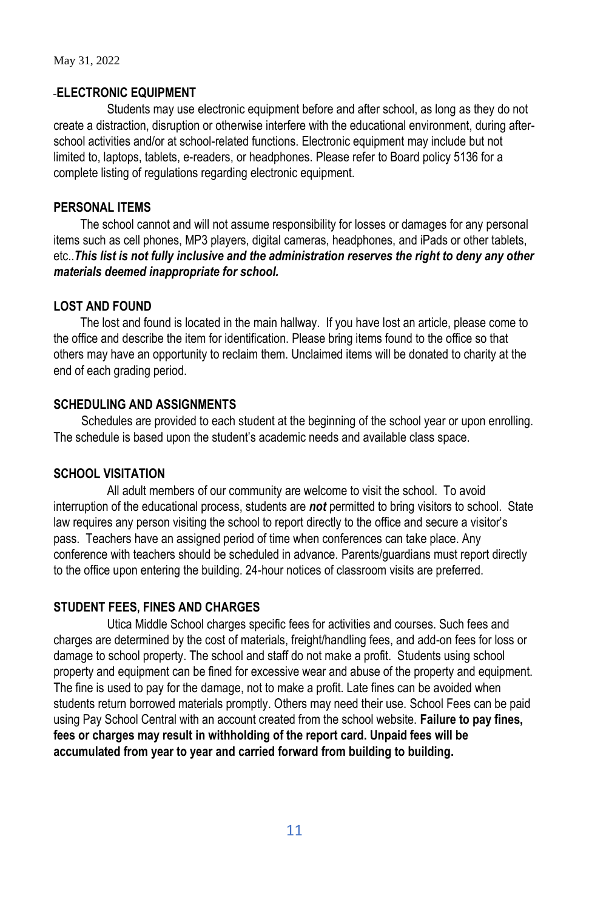May 31, 2022

## -ELECTRONIC EQUIPMENT

Students may use electronic equipment before and after school, as long as they do not create a distraction, disruption or otherwise interfere with the educational environment, during after-school activities and/or at school-related functions. Electronic equipment may include but not limited to, laptops, tablets, e-readers, or headphones. Please refer to Board policy 5136 for a complete listing of regulations regarding electronic equipment.

## PERSONAL ITEMS

The school cannot and will not assume responsibility for losses or damages for any personal items such as cell phones, MP3 players, digital cameras, headphones, and iPads or other tablets, etc..***This list is not fully inclusive and the administration reserves the right to deny any other materials deemed inappropriate for school.***

## LOST AND FOUND

The lost and found is located in the main hallway. If you have lost an article, please come to the office and describe the item for identification. Please bring items found to the office so that others may have an opportunity to reclaim them. Unclaimed items will be donated to charity at the end of each grading period.

## SCHEDULING AND ASSIGNMENTS

Schedules are provided to each student at the beginning of the school year or upon enrolling. The schedule is based upon the student's academic needs and available class space.

## SCHOOL VISITATION

All adult members of our community are welcome to visit the school. To avoid interruption of the educational process, students are ***not*** permitted to bring visitors to school. State law requires any person visiting the school to report directly to the office and secure a visitor's pass. Teachers have an assigned period of time when conferences can take place. Any conference with teachers should be scheduled in advance. Parents/guardians must report directly to the office upon entering the building. 24-hour notices of classroom visits are preferred.

## STUDENT FEES, FINES AND CHARGES

Utica Middle School charges specific fees for activities and courses. Such fees and charges are determined by the cost of materials, freight/handling fees, and add-on fees for loss or damage to school property. The school and staff do not make a profit. Students using school property and equipment can be fined for excessive wear and abuse of the property and equipment. The fine is used to pay for the damage, not to make a profit. Late fines can be avoided when students return borrowed materials promptly. Others may need their use. School Fees can be paid using Pay School Central with an account created from the school website. **Failure to pay fines, fees or charges may result in withholding of the report card. Unpaid fees will be accumulated from year to year and carried forward from building to building.**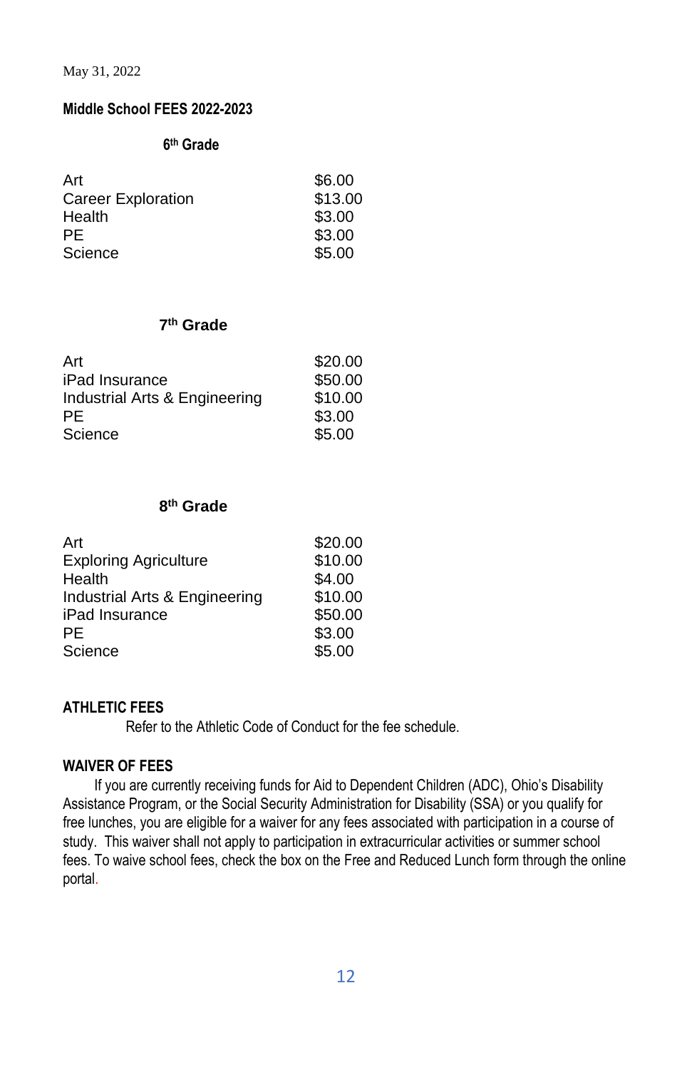May 31, 2022

## Middle School FEES 2022-2023

### 6th Grade

| | |
|---|---|
| Art | $6.00 |
| Career Exploration | $13.00 |
| Health | $3.00 |
| PE | $3.00 |
| Science | $5.00 |

### 7th Grade

| | |
|---|---|
| Art | $20.00 |
| iPad Insurance | $50.00 |
| Industrial Arts & Engineering | $10.00 |
| PE | $3.00 |
| Science | $5.00 |

### 8th Grade

| | |
|---|---|
| Art | $20.00 |
| Exploring Agriculture | $10.00 |
| Health | $4.00 |
| Industrial Arts & Engineering | $10.00 |
| iPad Insurance | $50.00 |
| PE | $3.00 |
| Science | $5.00 |

### ATHLETIC FEES

Refer to the Athletic Code of Conduct for the fee schedule.

### WAIVER OF FEES

If you are currently receiving funds for Aid to Dependent Children (ADC), Ohio's Disability Assistance Program, or the Social Security Administration for Disability (SSA) or you qualify for free lunches, you are eligible for a waiver for any fees associated with participation in a course of study. This waiver shall not apply to participation in extracurricular activities or summer school fees. To waive school fees, check the box on the Free and Reduced Lunch form through the online portal.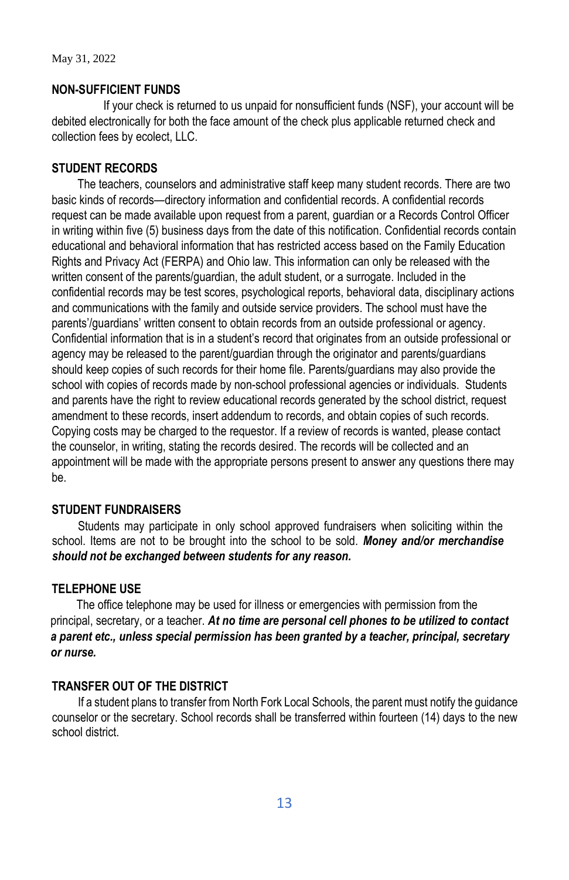May 31, 2022

**NON-SUFFICIENT FUNDS**

If your check is returned to us unpaid for nonsufficient funds (NSF), your account will be debited electronically for both the face amount of the check plus applicable returned check and collection fees by ecolect, LLC.

**STUDENT RECORDS**

The teachers, counselors and administrative staff keep many student records. There are two basic kinds of records—directory information and confidential records. A confidential records request can be made available upon request from a parent, guardian or a Records Control Officer in writing within five (5) business days from the date of this notification. Confidential records contain educational and behavioral information that has restricted access based on the Family Education Rights and Privacy Act (FERPA) and Ohio law. This information can only be released with the written consent of the parents/guardian, the adult student, or a surrogate. Included in the confidential records may be test scores, psychological reports, behavioral data, disciplinary actions and communications with the family and outside service providers. The school must have the parents'/guardians' written consent to obtain records from an outside professional or agency. Confidential information that is in a student's record that originates from an outside professional or agency may be released to the parent/guardian through the originator and parents/guardians should keep copies of such records for their home file. Parents/guardians may also provide the school with copies of records made by non-school professional agencies or individuals. Students and parents have the right to review educational records generated by the school district, request amendment to these records, insert addendum to records, and obtain copies of such records. Copying costs may be charged to the requestor. If a review of records is wanted, please contact the counselor, in writing, stating the records desired. The records will be collected and an appointment will be made with the appropriate persons present to answer any questions there may be.

**STUDENT FUNDRAISERS**

Students may participate in only school approved fundraisers when soliciting within the school. Items are not to be brought into the school to be sold. ***Money and/or merchandise should not be exchanged between students for any reason.***

**TELEPHONE USE**

The office telephone may be used for illness or emergencies with permission from the principal, secretary, or a teacher. ***At no time are personal cell phones to be utilized to contact a parent etc., unless special permission has been granted by a teacher, principal, secretary or nurse.***

**TRANSFER OUT OF THE DISTRICT**

If a student plans to transfer from North Fork Local Schools, the parent must notify the guidance counselor or the secretary. School records shall be transferred within fourteen (14) days to the new school district.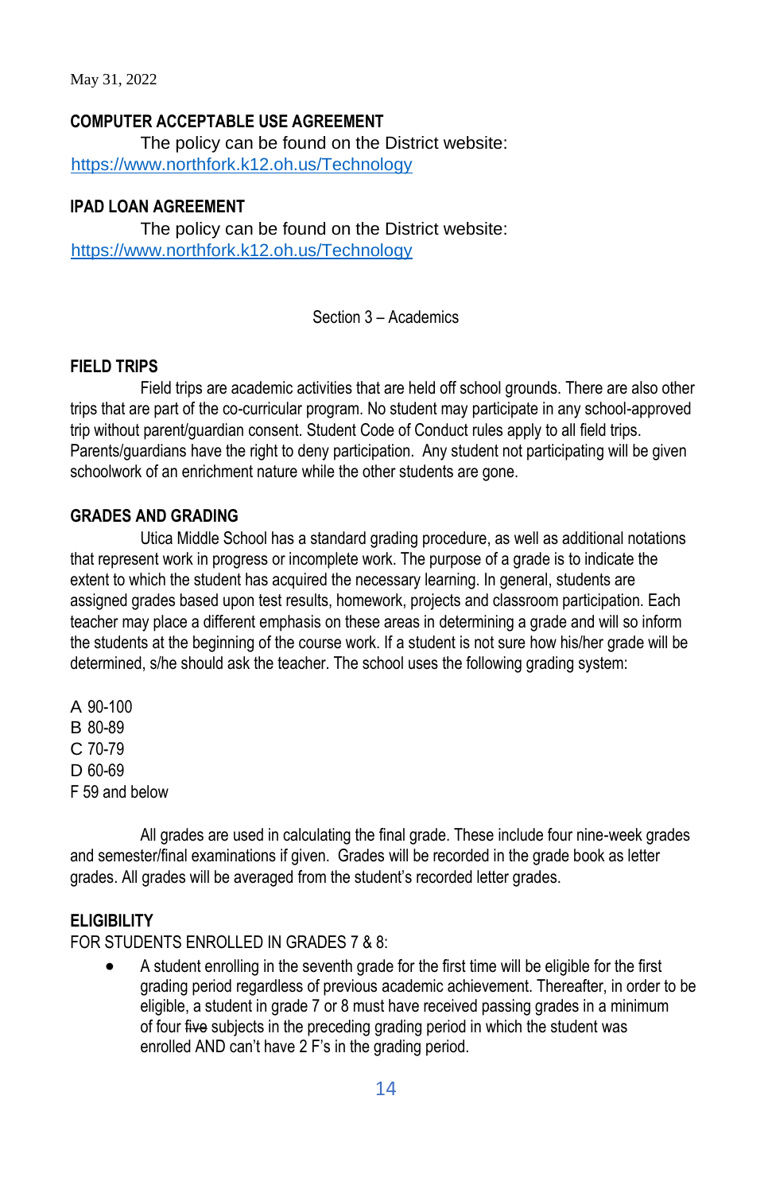May 31, 2022

**COMPUTER ACCEPTABLE USE AGREEMENT**

The policy can be found on the District website: [https://www.northfork.k12.oh.us/Technology](https://www.northfork.k12.oh.us/Technology)

**IPAD LOAN AGREEMENT**

The policy can be found on the District website: [https://www.northfork.k12.oh.us/Technology](https://www.northfork.k12.oh.us/Technology)

## Section 3 – Academics

**FIELD TRIPS**

Field trips are academic activities that are held off school grounds. There are also other trips that are part of the co-curricular program. No student may participate in any school-approved trip without parent/guardian consent. Student Code of Conduct rules apply to all field trips. Parents/guardians have the right to deny participation. Any student not participating will be given schoolwork of an enrichment nature while the other students are gone.

**GRADES AND GRADING**

Utica Middle School has a standard grading procedure, as well as additional notations that represent work in progress or incomplete work. The purpose of a grade is to indicate the extent to which the student has acquired the necessary learning. In general, students are assigned grades based upon test results, homework, projects and classroom participation. Each teacher may place a different emphasis on these areas in determining a grade and will so inform the students at the beginning of the course work. If a student is not sure how his/her grade will be determined, s/he should ask the teacher. The school uses the following grading system:

A 90-100
B 80-89
C 70-79
D 60-69
F 59 and below

All grades are used in calculating the final grade. These include four nine-week grades and semester/final examinations if given. Grades will be recorded in the grade book as letter grades. All grades will be averaged from the student's recorded letter grades.

**ELIGIBILITY**

FOR STUDENTS ENROLLED IN GRADES 7 & 8:

- A student enrolling in the seventh grade for the first time will be eligible for the first grading period regardless of previous academic achievement. Thereafter, in order to be eligible, a student in grade 7 or 8 must have received passing grades in a minimum of four ~~five~~ subjects in the preceding grading period in which the student was enrolled AND can't have 2 F's in the grading period.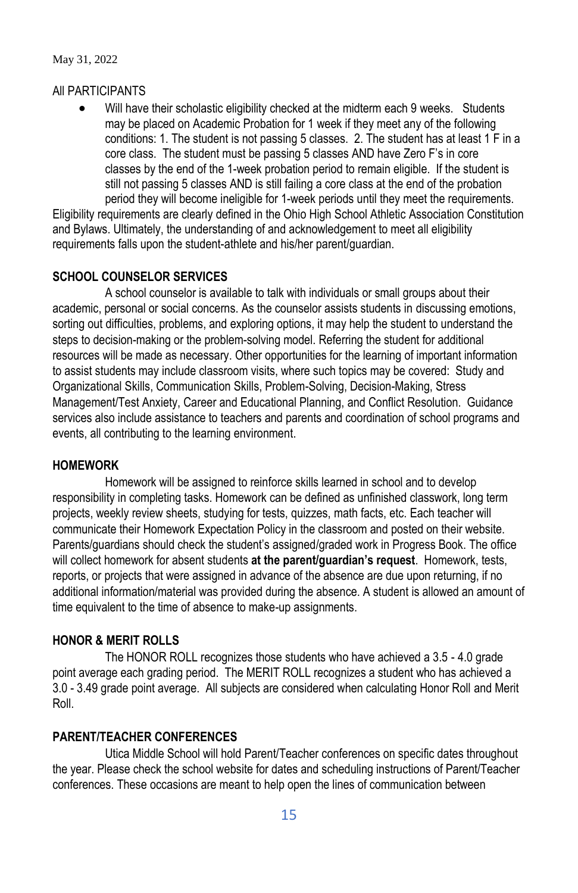All PARTICIPANTS

- Will have their scholastic eligibility checked at the midterm each 9 weeks. Students may be placed on Academic Probation for 1 week if they meet any of the following conditions: 1. The student is not passing 5 classes. 2. The student has at least 1 F in a core class. The student must be passing 5 classes AND have Zero F's in core classes by the end of the 1-week probation period to remain eligible. If the student is still not passing 5 classes AND is still failing a core class at the end of the probation period they will become ineligible for 1-week periods until they meet the requirements.

Eligibility requirements are clearly defined in the Ohio High School Athletic Association Constitution and Bylaws. Ultimately, the understanding of and acknowledgement to meet all eligibility requirements falls upon the student-athlete and his/her parent/guardian.

**SCHOOL COUNSELOR SERVICES**

A school counselor is available to talk with individuals or small groups about their academic, personal or social concerns. As the counselor assists students in discussing emotions, sorting out difficulties, problems, and exploring options, it may help the student to understand the steps to decision-making or the problem-solving model. Referring the student for additional resources will be made as necessary. Other opportunities for the learning of important information to assist students may include classroom visits, where such topics may be covered: Study and Organizational Skills, Communication Skills, Problem-Solving, Decision-Making, Stress Management/Test Anxiety, Career and Educational Planning, and Conflict Resolution. Guidance services also include assistance to teachers and parents and coordination of school programs and events, all contributing to the learning environment.

**HOMEWORK**

Homework will be assigned to reinforce skills learned in school and to develop responsibility in completing tasks. Homework can be defined as unfinished classwork, long term projects, weekly review sheets, studying for tests, quizzes, math facts, etc. Each teacher will communicate their Homework Expectation Policy in the classroom and posted on their website. Parents/guardians should check the student's assigned/graded work in Progress Book. The office will collect homework for absent students **at the parent/guardian's request**. Homework, tests, reports, or projects that were assigned in advance of the absence are due upon returning, if no additional information/material was provided during the absence. A student is allowed an amount of time equivalent to the time of absence to make-up assignments.

**HONOR & MERIT ROLLS**

The HONOR ROLL recognizes those students who have achieved a 3.5 - 4.0 grade point average each grading period. The MERIT ROLL recognizes a student who has achieved a 3.0 - 3.49 grade point average. All subjects are considered when calculating Honor Roll and Merit Roll.

**PARENT/TEACHER CONFERENCES**

Utica Middle School will hold Parent/Teacher conferences on specific dates throughout the year. Please check the school website for dates and scheduling instructions of Parent/Teacher conferences. These occasions are meant to help open the lines of communication between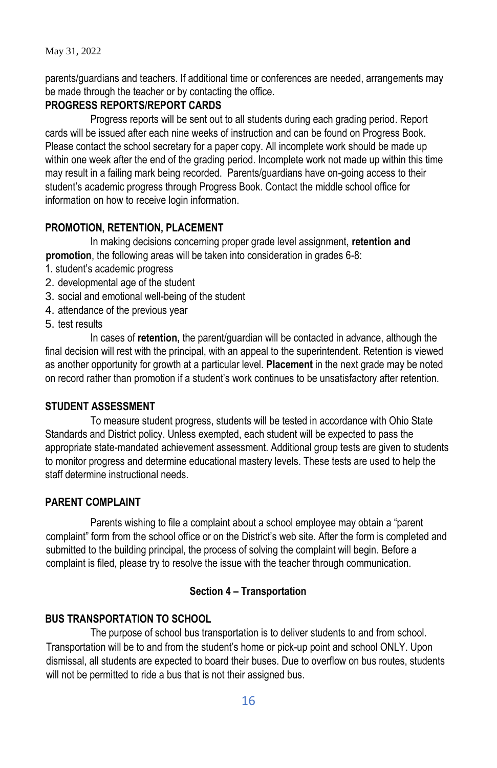parents/guardians and teachers. If additional time or conferences are needed, arrangements may be made through the teacher or by contacting the office.

### PROGRESS REPORTS/REPORT CARDS

Progress reports will be sent out to all students during each grading period. Report cards will be issued after each nine weeks of instruction and can be found on Progress Book. Please contact the school secretary for a paper copy. All incomplete work should be made up within one week after the end of the grading period. Incomplete work not made up within this time may result in a failing mark being recorded. Parents/guardians have on-going access to their student's academic progress through Progress Book. Contact the middle school office for information on how to receive login information.

### PROMOTION, RETENTION, PLACEMENT

In making decisions concerning proper grade level assignment, **retention and promotion**, the following areas will be taken into consideration in grades 6-8:

1. student's academic progress
2. developmental age of the student
3. social and emotional well-being of the student
4. attendance of the previous year
5. test results

In cases of **retention,** the parent/guardian will be contacted in advance, although the final decision will rest with the principal, with an appeal to the superintendent. Retention is viewed as another opportunity for growth at a particular level. **Placement** in the next grade may be noted on record rather than promotion if a student's work continues to be unsatisfactory after retention.

### STUDENT ASSESSMENT

To measure student progress, students will be tested in accordance with Ohio State Standards and District policy. Unless exempted, each student will be expected to pass the appropriate state-mandated achievement assessment. Additional group tests are given to students to monitor progress and determine educational mastery levels. These tests are used to help the staff determine instructional needs.

### PARENT COMPLAINT

Parents wishing to file a complaint about a school employee may obtain a "parent complaint" form from the school office or on the District's web site. After the form is completed and submitted to the building principal, the process of solving the complaint will begin. Before a complaint is filed, please try to resolve the issue with the teacher through communication.

## Section 4 – Transportation

### BUS TRANSPORTATION TO SCHOOL

The purpose of school bus transportation is to deliver students to and from school. Transportation will be to and from the student's home or pick-up point and school ONLY. Upon dismissal, all students are expected to board their buses. Due to overflow on bus routes, students will not be permitted to ride a bus that is not their assigned bus.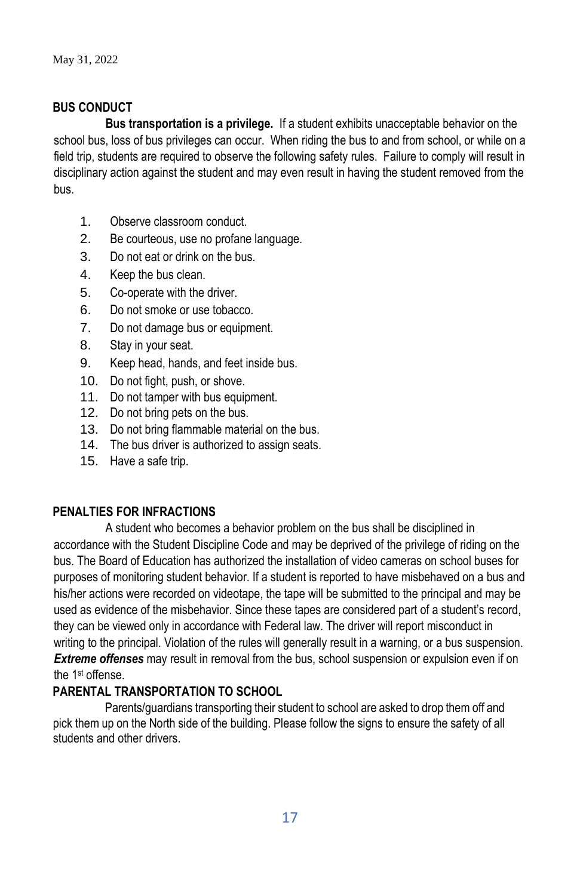May 31, 2022

## BUS CONDUCT

**Bus transportation is a privilege.** If a student exhibits unacceptable behavior on the school bus, loss of bus privileges can occur. When riding the bus to and from school, or while on a field trip, students are required to observe the following safety rules. Failure to comply will result in disciplinary action against the student and may even result in having the student removed from the bus.

1. Observe classroom conduct.
2. Be courteous, use no profane language.
3. Do not eat or drink on the bus.
4. Keep the bus clean.
5. Co-operate with the driver.
6. Do not smoke or use tobacco.
7. Do not damage bus or equipment.
8. Stay in your seat.
9. Keep head, hands, and feet inside bus.
10. Do not fight, push, or shove.
11. Do not tamper with bus equipment.
12. Do not bring pets on the bus.
13. Do not bring flammable material on the bus.
14. The bus driver is authorized to assign seats.
15. Have a safe trip.

## PENALTIES FOR INFRACTIONS

A student who becomes a behavior problem on the bus shall be disciplined in accordance with the Student Discipline Code and may be deprived of the privilege of riding on the bus. The Board of Education has authorized the installation of video cameras on school buses for purposes of monitoring student behavior. If a student is reported to have misbehaved on a bus and his/her actions were recorded on videotape, the tape will be submitted to the principal and may be used as evidence of the misbehavior. Since these tapes are considered part of a student's record, they can be viewed only in accordance with Federal law. The driver will report misconduct in writing to the principal. Violation of the rules will generally result in a warning, or a bus suspension. ***Extreme offenses*** may result in removal from the bus, school suspension or expulsion even if on the 1st offense.

## PARENTAL TRANSPORTATION TO SCHOOL

Parents/guardians transporting their student to school are asked to drop them off and pick them up on the North side of the building. Please follow the signs to ensure the safety of all students and other drivers.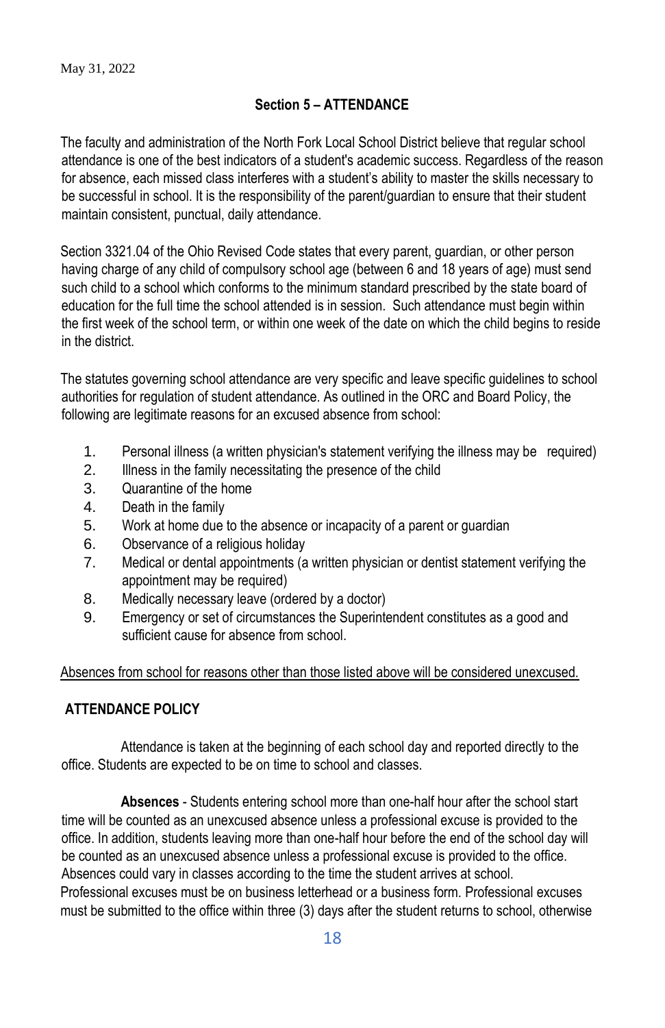May 31, 2022

## Section 5 – ATTENDANCE

The faculty and administration of the North Fork Local School District believe that regular school attendance is one of the best indicators of a student's academic success. Regardless of the reason for absence, each missed class interferes with a student's ability to master the skills necessary to be successful in school. It is the responsibility of the parent/guardian to ensure that their student maintain consistent, punctual, daily attendance.

Section 3321.04 of the Ohio Revised Code states that every parent, guardian, or other person having charge of any child of compulsory school age (between 6 and 18 years of age) must send such child to a school which conforms to the minimum standard prescribed by the state board of education for the full time the school attended is in session. Such attendance must begin within the first week of the school term, or within one week of the date on which the child begins to reside in the district.

The statutes governing school attendance are very specific and leave specific guidelines to school authorities for regulation of student attendance. As outlined in the ORC and Board Policy, the following are legitimate reasons for an excused absence from school:

1. Personal illness (a written physician's statement verifying the illness may be required)
2. Illness in the family necessitating the presence of the child
3. Quarantine of the home
4. Death in the family
5. Work at home due to the absence or incapacity of a parent or guardian
6. Observance of a religious holiday
7. Medical or dental appointments (a written physician or dentist statement verifying the appointment may be required)
8. Medically necessary leave (ordered by a doctor)
9. Emergency or set of circumstances the Superintendent constitutes as a good and sufficient cause for absence from school.

<u>Absences from school for reasons other than those listed above will be considered unexcused.</u>

### ATTENDANCE POLICY

Attendance is taken at the beginning of each school day and reported directly to the office. Students are expected to be on time to school and classes.

**Absences** - Students entering school more than one-half hour after the school start time will be counted as an unexcused absence unless a professional excuse is provided to the office. In addition, students leaving more than one-half hour before the end of the school day will be counted as an unexcused absence unless a professional excuse is provided to the office. Absences could vary in classes according to the time the student arrives at school. Professional excuses must be on business letterhead or a business form. Professional excuses must be submitted to the office within three (3) days after the student returns to school, otherwise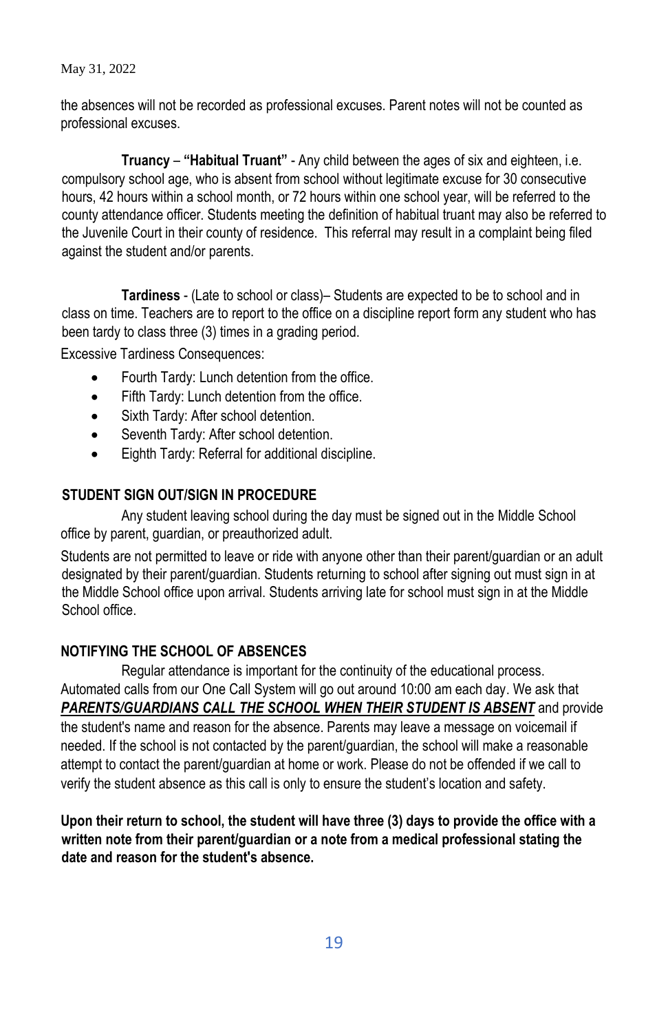the absences will not be recorded as professional excuses. Parent notes will not be counted as professional excuses.

**Truancy** – **"Habitual Truant"** - Any child between the ages of six and eighteen, i.e. compulsory school age, who is absent from school without legitimate excuse for 30 consecutive hours, 42 hours within a school month, or 72 hours within one school year, will be referred to the county attendance officer. Students meeting the definition of habitual truant may also be referred to the Juvenile Court in their county of residence. This referral may result in a complaint being filed against the student and/or parents.

**Tardiness** - (Late to school or class)– Students are expected to be to school and in class on time. Teachers are to report to the office on a discipline report form any student who has been tardy to class three (3) times in a grading period.

Excessive Tardiness Consequences:

- Fourth Tardy: Lunch detention from the office.
- Fifth Tardy: Lunch detention from the office.
- Sixth Tardy: After school detention.
- Seventh Tardy: After school detention.
- Eighth Tardy: Referral for additional discipline.

## STUDENT SIGN OUT/SIGN IN PROCEDURE

Any student leaving school during the day must be signed out in the Middle School office by parent, guardian, or preauthorized adult.

Students are not permitted to leave or ride with anyone other than their parent/guardian or an adult designated by their parent/guardian. Students returning to school after signing out must sign in at the Middle School office upon arrival. Students arriving late for school must sign in at the Middle School office.

## NOTIFYING THE SCHOOL OF ABSENCES

Regular attendance is important for the continuity of the educational process. Automated calls from our One Call System will go out around 10:00 am each day. We ask that ***PARENTS/GUARDIANS CALL THE SCHOOL WHEN THEIR STUDENT IS ABSENT*** and provide the student's name and reason for the absence. Parents may leave a message on voicemail if needed. If the school is not contacted by the parent/guardian, the school will make a reasonable attempt to contact the parent/guardian at home or work. Please do not be offended if we call to verify the student absence as this call is only to ensure the student's location and safety.

**Upon their return to school, the student will have three (3) days to provide the office with a written note from their parent/guardian or a note from a medical professional stating the date and reason for the student's absence.**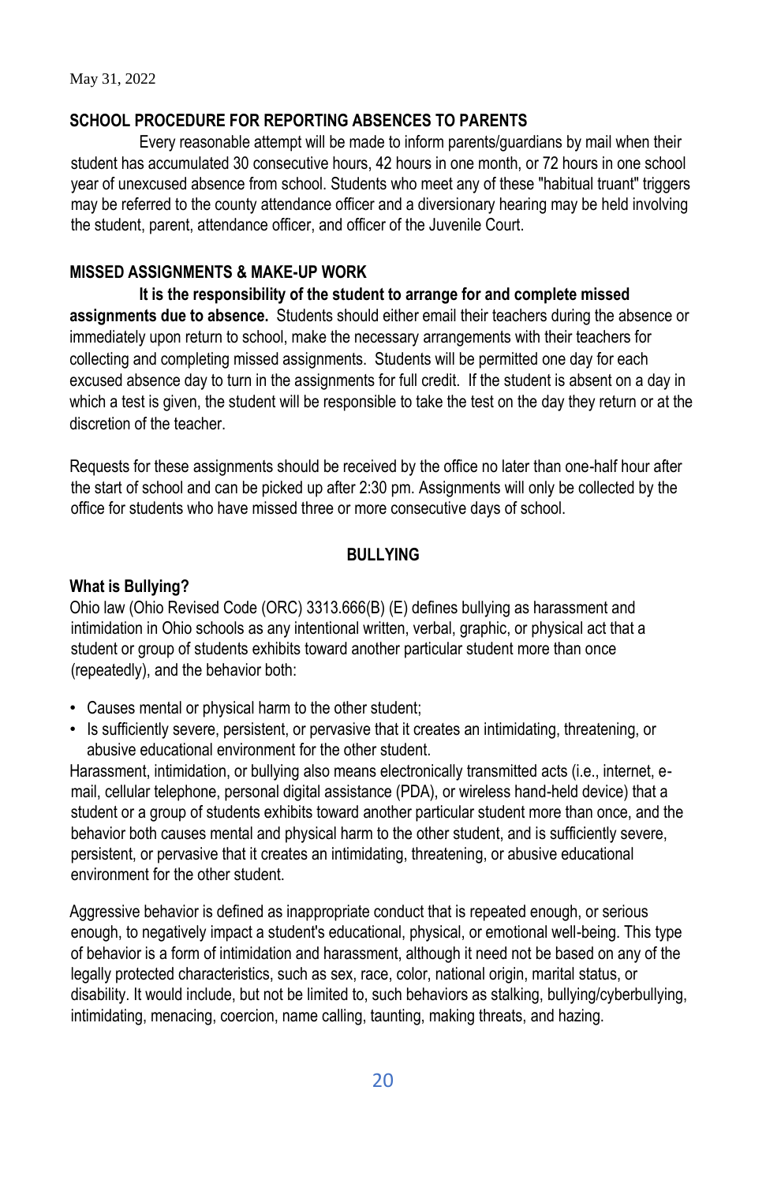May 31, 2022

## SCHOOL PROCEDURE FOR REPORTING ABSENCES TO PARENTS

Every reasonable attempt will be made to inform parents/guardians by mail when their student has accumulated 30 consecutive hours, 42 hours in one month, or 72 hours in one school year of unexcused absence from school. Students who meet any of these "habitual truant" triggers may be referred to the county attendance officer and a diversionary hearing may be held involving the student, parent, attendance officer, and officer of the Juvenile Court.

## MISSED ASSIGNMENTS & MAKE-UP WORK

**It is the responsibility of the student to arrange for and complete missed assignments due to absence.** Students should either email their teachers during the absence or immediately upon return to school, make the necessary arrangements with their teachers for collecting and completing missed assignments. Students will be permitted one day for each excused absence day to turn in the assignments for full credit. If the student is absent on a day in which a test is given, the student will be responsible to take the test on the day they return or at the discretion of the teacher.

Requests for these assignments should be received by the office no later than one-half hour after the start of school and can be picked up after 2:30 pm. Assignments will only be collected by the office for students who have missed three or more consecutive days of school.

## BULLYING

### What is Bullying?

Ohio law (Ohio Revised Code (ORC) 3313.666(B) (E) defines bullying as harassment and intimidation in Ohio schools as any intentional written, verbal, graphic, or physical act that a student or group of students exhibits toward another particular student more than once (repeatedly), and the behavior both:

- Causes mental or physical harm to the other student;
- Is sufficiently severe, persistent, or pervasive that it creates an intimidating, threatening, or abusive educational environment for the other student.

Harassment, intimidation, or bullying also means electronically transmitted acts (i.e., internet, e-mail, cellular telephone, personal digital assistance (PDA), or wireless hand-held device) that a student or a group of students exhibits toward another particular student more than once, and the behavior both causes mental and physical harm to the other student, and is sufficiently severe, persistent, or pervasive that it creates an intimidating, threatening, or abusive educational environment for the other student.

Aggressive behavior is defined as inappropriate conduct that is repeated enough, or serious enough, to negatively impact a student's educational, physical, or emotional well-being. This type of behavior is a form of intimidation and harassment, although it need not be based on any of the legally protected characteristics, such as sex, race, color, national origin, marital status, or disability. It would include, but not be limited to, such behaviors as stalking, bullying/cyberbullying, intimidating, menacing, coercion, name calling, taunting, making threats, and hazing.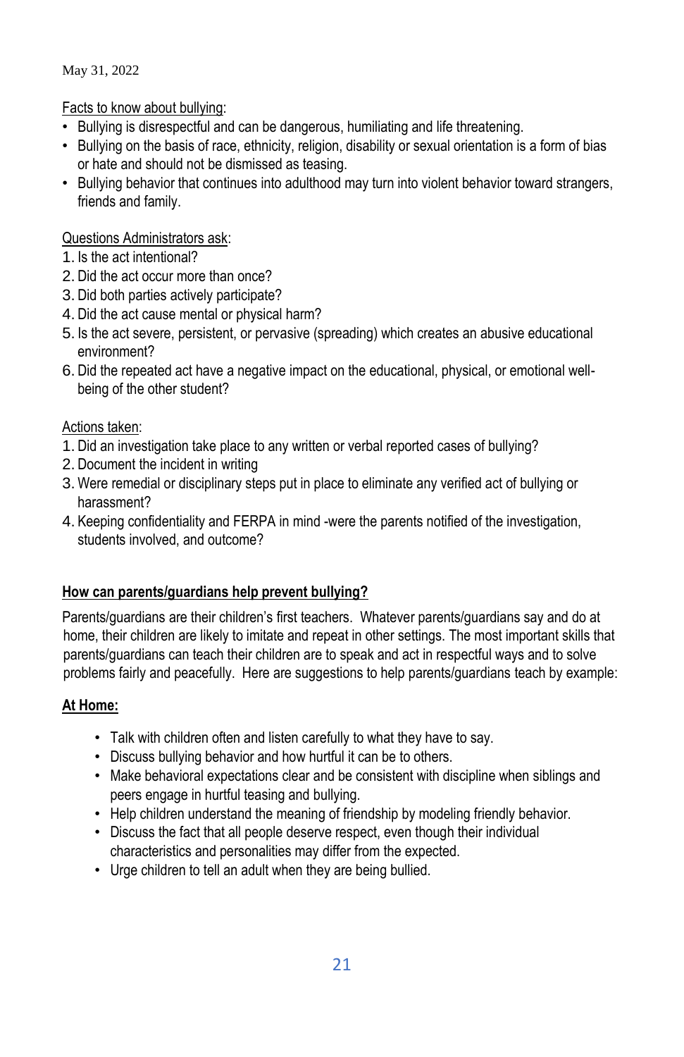May 31, 2022

<u>Facts to know about bullying</u>:

- Bullying is disrespectful and can be dangerous, humiliating and life threatening.
- Bullying on the basis of race, ethnicity, religion, disability or sexual orientation is a form of bias or hate and should not be dismissed as teasing.
- Bullying behavior that continues into adulthood may turn into violent behavior toward strangers, friends and family.

<u>Questions Administrators ask</u>:

1. Is the act intentional?
2. Did the act occur more than once?
3. Did both parties actively participate?
4. Did the act cause mental or physical harm?
5. Is the act severe, persistent, or pervasive (spreading) which creates an abusive educational environment?
6. Did the repeated act have a negative impact on the educational, physical, or emotional well-being of the other student?

<u>Actions taken</u>:

1. Did an investigation take place to any written or verbal reported cases of bullying?
2. Document the incident in writing
3. Were remedial or disciplinary steps put in place to eliminate any verified act of bullying or harassment?
4. Keeping confidentiality and FERPA in mind -were the parents notified of the investigation, students involved, and outcome?

## How can parents/guardians help prevent bullying?

Parents/guardians are their children's first teachers. Whatever parents/guardians say and do at home, their children are likely to imitate and repeat in other settings. The most important skills that parents/guardians can teach their children are to speak and act in respectful ways and to solve problems fairly and peacefully. Here are suggestions to help parents/guardians teach by example:

### At Home:

- Talk with children often and listen carefully to what they have to say.
- Discuss bullying behavior and how hurtful it can be to others.
- Make behavioral expectations clear and be consistent with discipline when siblings and peers engage in hurtful teasing and bullying.
- Help children understand the meaning of friendship by modeling friendly behavior.
- Discuss the fact that all people deserve respect, even though their individual characteristics and personalities may differ from the expected.
- Urge children to tell an adult when they are being bullied.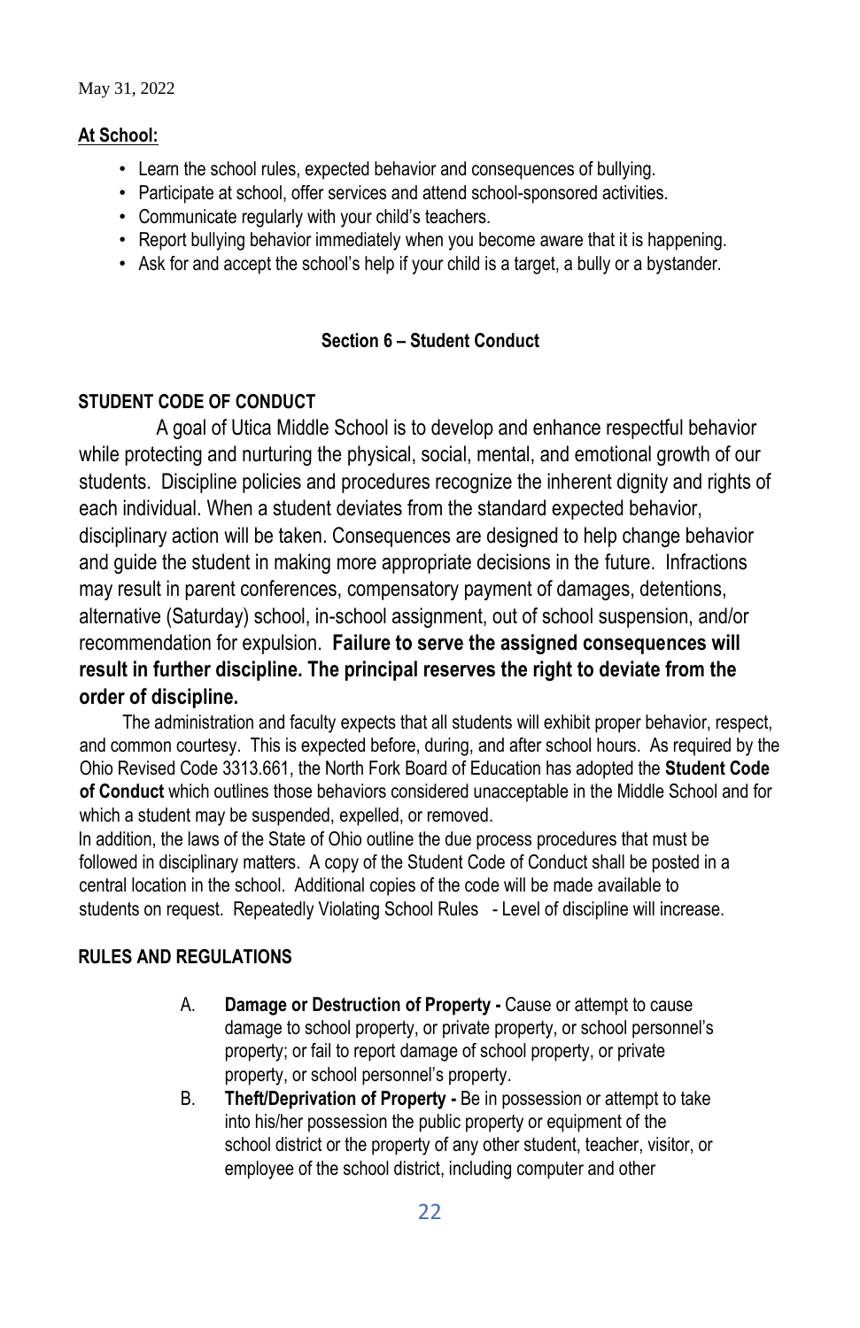May 31, 2022

**At School:**

- Learn the school rules, expected behavior and consequences of bullying.
- Participate at school, offer services and attend school-sponsored activities.
- Communicate regularly with your child's teachers.
- Report bullying behavior immediately when you become aware that it is happening.
- Ask for and accept the school's help if your child is a target, a bully or a bystander.

## Section 6 – Student Conduct

### STUDENT CODE OF CONDUCT

A goal of Utica Middle School is to develop and enhance respectful behavior while protecting and nurturing the physical, social, mental, and emotional growth of our students. Discipline policies and procedures recognize the inherent dignity and rights of each individual. When a student deviates from the standard expected behavior, disciplinary action will be taken. Consequences are designed to help change behavior and guide the student in making more appropriate decisions in the future. Infractions may result in parent conferences, compensatory payment of damages, detentions, alternative (Saturday) school, in-school assignment, out of school suspension, and/or recommendation for expulsion. **Failure to serve the assigned consequences will result in further discipline. The principal reserves the right to deviate from the order of discipline.**

The administration and faculty expects that all students will exhibit proper behavior, respect, and common courtesy. This is expected before, during, and after school hours. As required by the Ohio Revised Code 3313.661, the North Fork Board of Education has adopted the **Student Code of Conduct** which outlines those behaviors considered unacceptable in the Middle School and for which a student may be suspended, expelled, or removed.

In addition, the laws of the State of Ohio outline the due process procedures that must be followed in disciplinary matters. A copy of the Student Code of Conduct shall be posted in a central location in the school. Additional copies of the code will be made available to students on request. Repeatedly Violating School Rules - Level of discipline will increase.

### RULES AND REGULATIONS

A. **Damage or Destruction of Property -** Cause or attempt to cause damage to school property, or private property, or school personnel's property; or fail to report damage of school property, or private property, or school personnel's property.

B. **Theft/Deprivation of Property -** Be in possession or attempt to take into his/her possession the public property or equipment of the school district or the property of any other student, teacher, visitor, or employee of the school district, including computer and other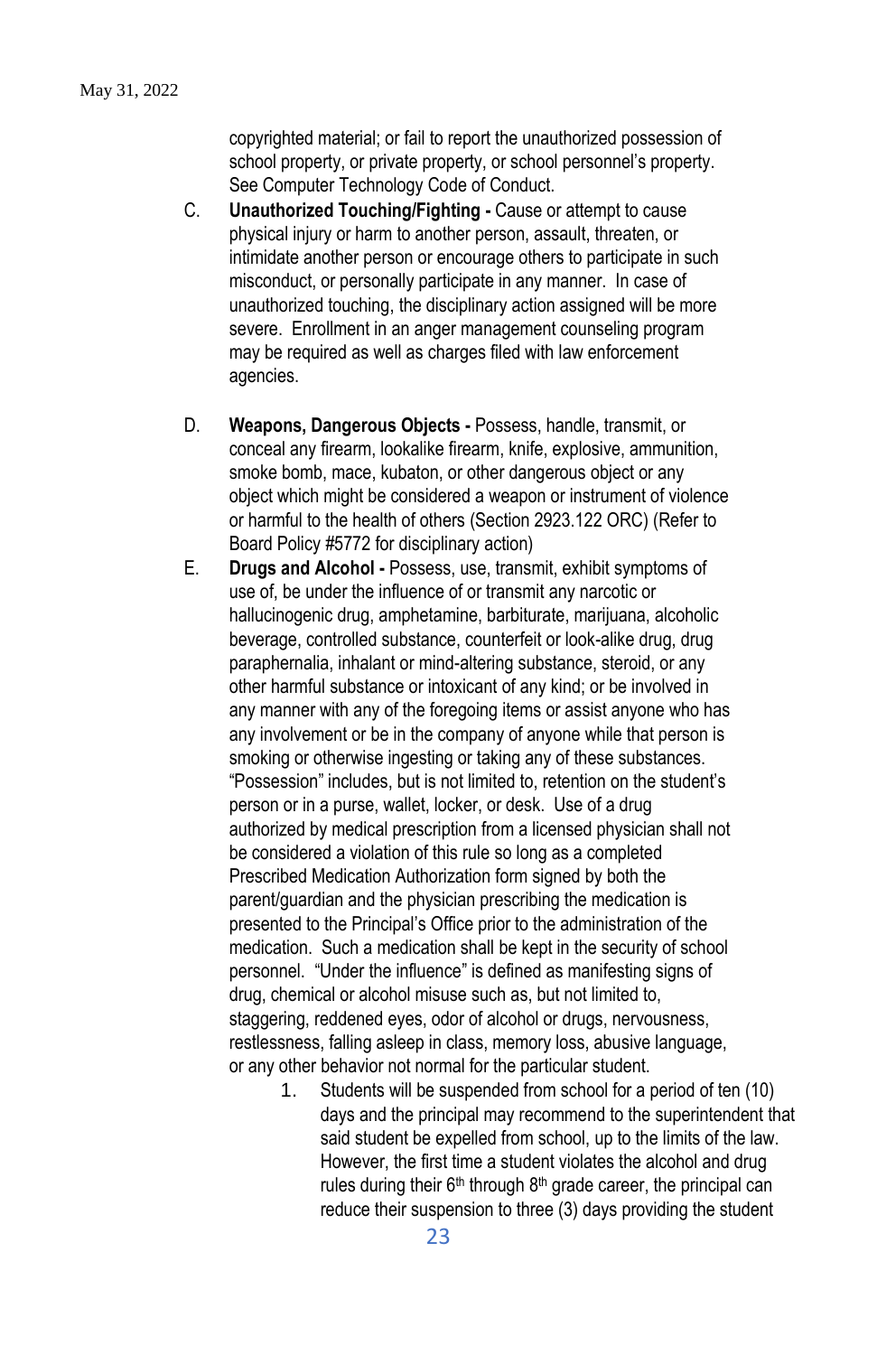copyrighted material; or fail to report the unauthorized possession of school property, or private property, or school personnel's property. See Computer Technology Code of Conduct.

C. **Unauthorized Touching/Fighting -** Cause or attempt to cause physical injury or harm to another person, assault, threaten, or intimidate another person or encourage others to participate in such misconduct, or personally participate in any manner. In case of unauthorized touching, the disciplinary action assigned will be more severe. Enrollment in an anger management counseling program may be required as well as charges filed with law enforcement agencies.

D. **Weapons, Dangerous Objects -** Possess, handle, transmit, or conceal any firearm, lookalike firearm, knife, explosive, ammunition, smoke bomb, mace, kubaton, or other dangerous object or any object which might be considered a weapon or instrument of violence or harmful to the health of others (Section 2923.122 ORC) (Refer to Board Policy #5772 for disciplinary action)

E. **Drugs and Alcohol -** Possess, use, transmit, exhibit symptoms of use of, be under the influence of or transmit any narcotic or hallucinogenic drug, amphetamine, barbiturate, marijuana, alcoholic beverage, controlled substance, counterfeit or look-alike drug, drug paraphernalia, inhalant or mind-altering substance, steroid, or any other harmful substance or intoxicant of any kind; or be involved in any manner with any of the foregoing items or assist anyone who has any involvement or be in the company of anyone while that person is smoking or otherwise ingesting or taking any of these substances. "Possession" includes, but is not limited to, retention on the student's person or in a purse, wallet, locker, or desk. Use of a drug authorized by medical prescription from a licensed physician shall not be considered a violation of this rule so long as a completed Prescribed Medication Authorization form signed by both the parent/guardian and the physician prescribing the medication is presented to the Principal's Office prior to the administration of the medication. Such a medication shall be kept in the security of school personnel. "Under the influence" is defined as manifesting signs of drug, chemical or alcohol misuse such as, but not limited to, staggering, reddened eyes, odor of alcohol or drugs, nervousness, restlessness, falling asleep in class, memory loss, abusive language, or any other behavior not normal for the particular student.

   1. Students will be suspended from school for a period of ten (10) days and the principal may recommend to the superintendent that said student be expelled from school, up to the limits of the law. However, the first time a student violates the alcohol and drug rules during their 6th through 8th grade career, the principal can reduce their suspension to three (3) days providing the student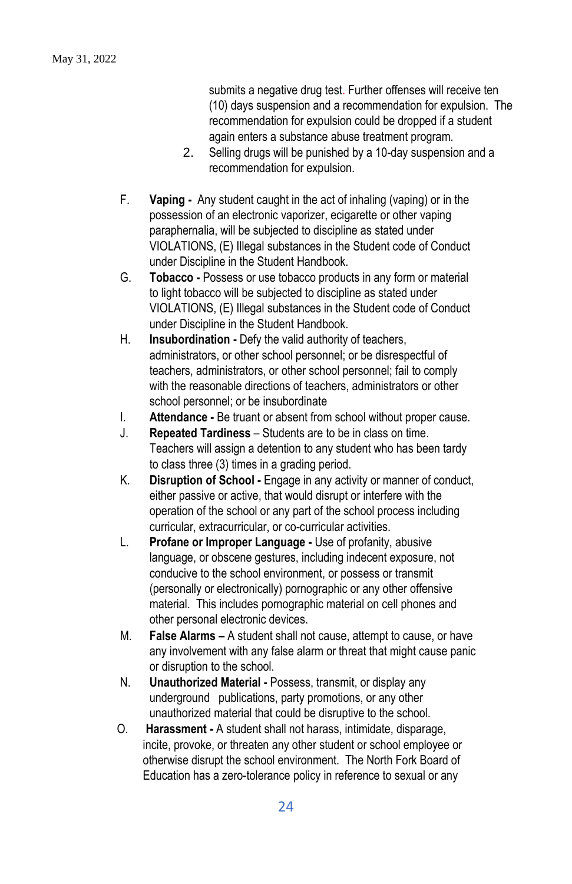submits a negative drug test. Further offenses will receive ten (10) days suspension and a recommendation for expulsion. The recommendation for expulsion could be dropped if a student again enters a substance abuse treatment program.

2. Selling drugs will be punished by a 10-day suspension and a recommendation for expulsion.

F. **Vaping -** Any student caught in the act of inhaling (vaping) or in the possession of an electronic vaporizer, ecigarette or other vaping paraphernalia, will be subjected to discipline as stated under VIOLATIONS, (E) Illegal substances in the Student code of Conduct under Discipline in the Student Handbook.

G. **Tobacco -** Possess or use tobacco products in any form or material to light tobacco will be subjected to discipline as stated under VIOLATIONS, (E) Illegal substances in the Student code of Conduct under Discipline in the Student Handbook.

H. **Insubordination -** Defy the valid authority of teachers, administrators, or other school personnel; or be disrespectful of teachers, administrators, or other school personnel; fail to comply with the reasonable directions of teachers, administrators or other school personnel; or be insubordinate

I. **Attendance -** Be truant or absent from school without proper cause.

J. **Repeated Tardiness** – Students are to be in class on time. Teachers will assign a detention to any student who has been tardy to class three (3) times in a grading period.

K. **Disruption of School -** Engage in any activity or manner of conduct, either passive or active, that would disrupt or interfere with the operation of the school or any part of the school process including curricular, extracurricular, or co-curricular activities.

L. **Profane or Improper Language -** Use of profanity, abusive language, or obscene gestures, including indecent exposure, not conducive to the school environment, or possess or transmit (personally or electronically) pornographic or any other offensive material. This includes pornographic material on cell phones and other personal electronic devices.

M. **False Alarms –** A student shall not cause, attempt to cause, or have any involvement with any false alarm or threat that might cause panic or disruption to the school.

N. **Unauthorized Material -** Possess, transmit, or display any underground publications, party promotions, or any other unauthorized material that could be disruptive to the school.

O. **Harassment -** A student shall not harass, intimidate, disparage, incite, provoke, or threaten any other student or school employee or otherwise disrupt the school environment. The North Fork Board of Education has a zero-tolerance policy in reference to sexual or any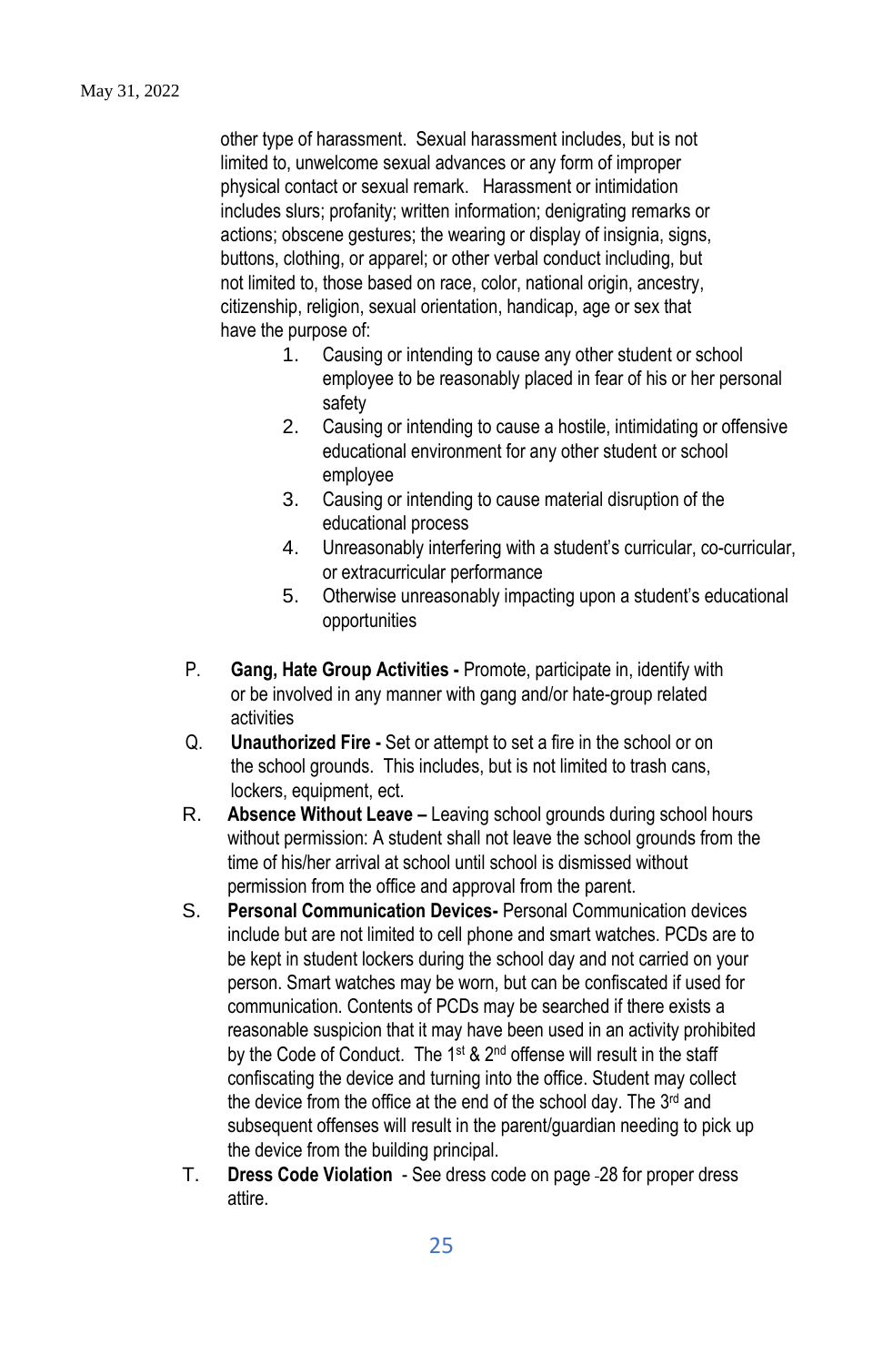other type of harassment. Sexual harassment includes, but is not limited to, unwelcome sexual advances or any form of improper physical contact or sexual remark. Harassment or intimidation includes slurs; profanity; written information; denigrating remarks or actions; obscene gestures; the wearing or display of insignia, signs, buttons, clothing, or apparel; or other verbal conduct including, but not limited to, those based on race, color, national origin, ancestry, citizenship, religion, sexual orientation, handicap, age or sex that have the purpose of:

1. Causing or intending to cause any other student or school employee to be reasonably placed in fear of his or her personal safety
2. Causing or intending to cause a hostile, intimidating or offensive educational environment for any other student or school employee
3. Causing or intending to cause material disruption of the educational process
4. Unreasonably interfering with a student's curricular, co-curricular, or extracurricular performance
5. Otherwise unreasonably impacting upon a student's educational opportunities

P. **Gang, Hate Group Activities -** Promote, participate in, identify with or be involved in any manner with gang and/or hate-group related activities

Q. **Unauthorized Fire -** Set or attempt to set a fire in the school or on the school grounds. This includes, but is not limited to trash cans, lockers, equipment, ect.

R. **Absence Without Leave –** Leaving school grounds during school hours without permission: A student shall not leave the school grounds from the time of his/her arrival at school until school is dismissed without permission from the office and approval from the parent.

S. **Personal Communication Devices-** Personal Communication devices include but are not limited to cell phone and smart watches. PCDs are to be kept in student lockers during the school day and not carried on your person. Smart watches may be worn, but can be confiscated if used for communication. Contents of PCDs may be searched if there exists a reasonable suspicion that it may have been used in an activity prohibited by the Code of Conduct. The 1st & 2nd offense will result in the staff confiscating the device and turning into the office. Student may collect the device from the office at the end of the school day. The 3rd and subsequent offenses will result in the parent/guardian needing to pick up the device from the building principal.

T. **Dress Code Violation** - See dress code on page 28 for proper dress attire.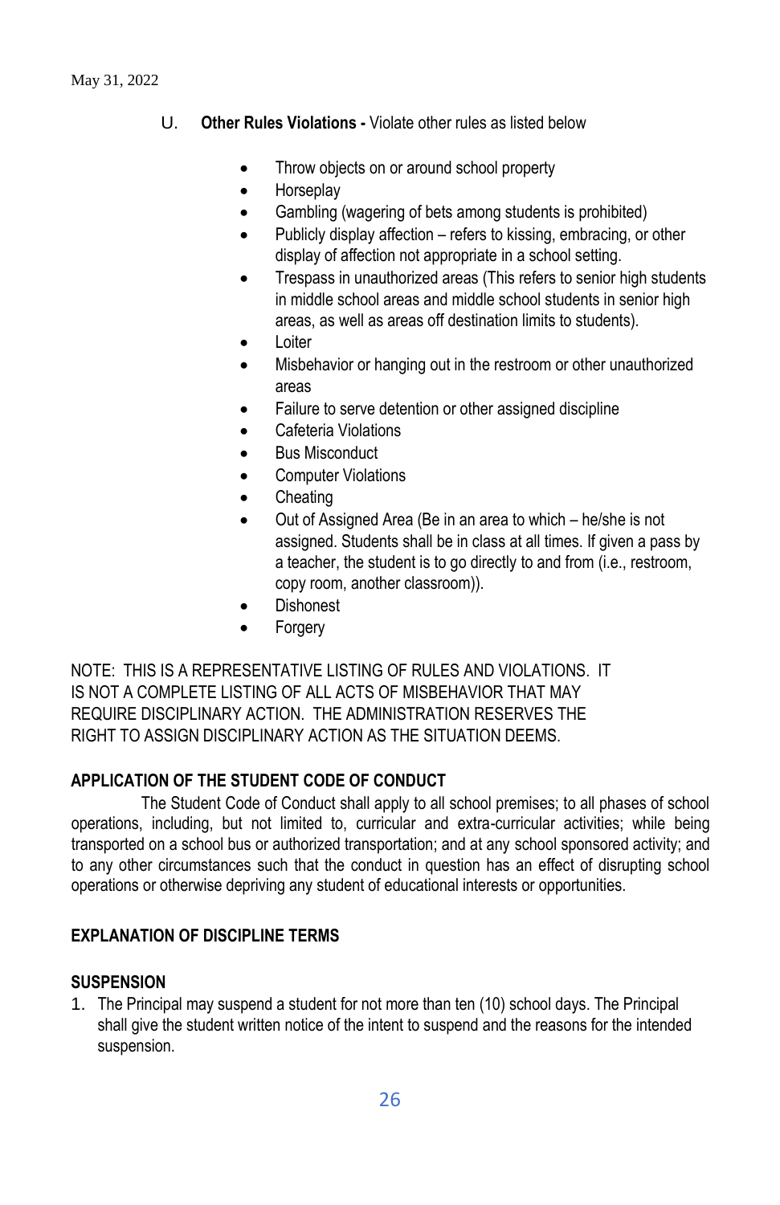U. **Other Rules Violations -** Violate other rules as listed below

- Throw objects on or around school property
- Horseplay
- Gambling (wagering of bets among students is prohibited)
- Publicly display affection – refers to kissing, embracing, or other display of affection not appropriate in a school setting.
- Trespass in unauthorized areas (This refers to senior high students in middle school areas and middle school students in senior high areas, as well as areas off destination limits to students).
- Loiter
- Misbehavior or hanging out in the restroom or other unauthorized areas
- Failure to serve detention or other assigned discipline
- Cafeteria Violations
- Bus Misconduct
- Computer Violations
- Cheating
- Out of Assigned Area (Be in an area to which – he/she is not assigned. Students shall be in class at all times. If given a pass by a teacher, the student is to go directly to and from (i.e., restroom, copy room, another classroom)).
- Dishonest
- Forgery

NOTE: THIS IS A REPRESENTATIVE LISTING OF RULES AND VIOLATIONS. IT IS NOT A COMPLETE LISTING OF ALL ACTS OF MISBEHAVIOR THAT MAY REQUIRE DISCIPLINARY ACTION. THE ADMINISTRATION RESERVES THE RIGHT TO ASSIGN DISCIPLINARY ACTION AS THE SITUATION DEEMS.

## APPLICATION OF THE STUDENT CODE OF CONDUCT

The Student Code of Conduct shall apply to all school premises; to all phases of school operations, including, but not limited to, curricular and extra-curricular activities; while being transported on a school bus or authorized transportation; and at any school sponsored activity; and to any other circumstances such that the conduct in question has an effect of disrupting school operations or otherwise depriving any student of educational interests or opportunities.

## EXPLANATION OF DISCIPLINE TERMS

### SUSPENSION

1. The Principal may suspend a student for not more than ten (10) school days. The Principal shall give the student written notice of the intent to suspend and the reasons for the intended suspension.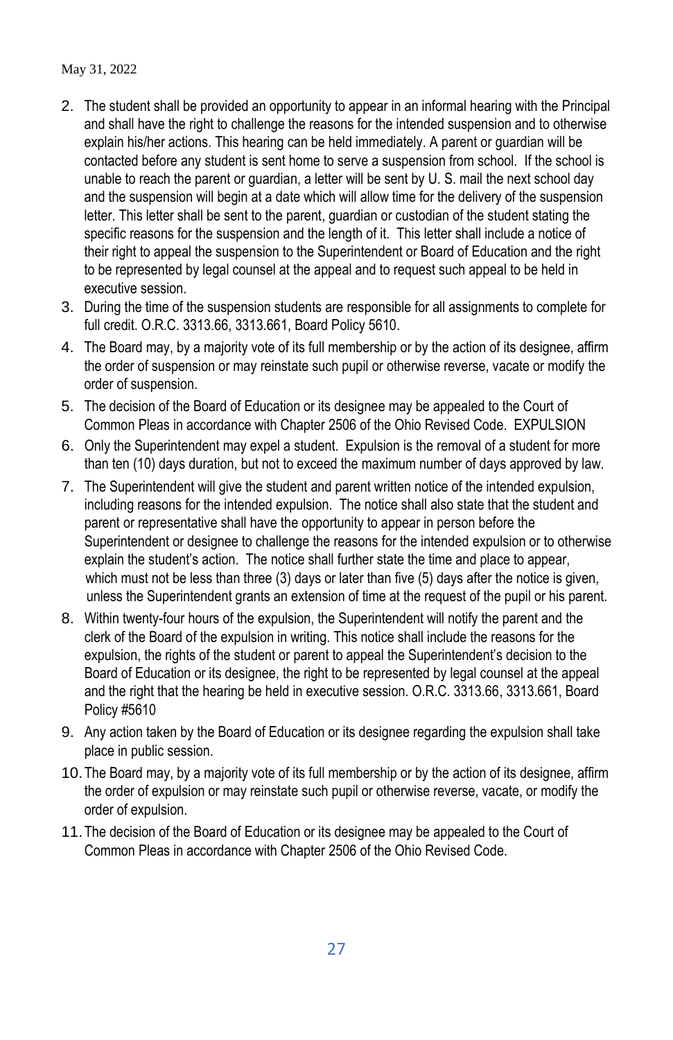May 31, 2022

2. The student shall be provided an opportunity to appear in an informal hearing with the Principal and shall have the right to challenge the reasons for the intended suspension and to otherwise explain his/her actions. This hearing can be held immediately. A parent or guardian will be contacted before any student is sent home to serve a suspension from school. If the school is unable to reach the parent or guardian, a letter will be sent by U. S. mail the next school day and the suspension will begin at a date which will allow time for the delivery of the suspension letter. This letter shall be sent to the parent, guardian or custodian of the student stating the specific reasons for the suspension and the length of it. This letter shall include a notice of their right to appeal the suspension to the Superintendent or Board of Education and the right to be represented by legal counsel at the appeal and to request such appeal to be held in executive session.
3. During the time of the suspension students are responsible for all assignments to complete for full credit. O.R.C. 3313.66, 3313.661, Board Policy 5610.
4. The Board may, by a majority vote of its full membership or by the action of its designee, affirm the order of suspension or may reinstate such pupil or otherwise reverse, vacate or modify the order of suspension.
5. The decision of the Board of Education or its designee may be appealed to the Court of Common Pleas in accordance with Chapter 2506 of the Ohio Revised Code. EXPULSION
6. Only the Superintendent may expel a student. Expulsion is the removal of a student for more than ten (10) days duration, but not to exceed the maximum number of days approved by law.
7. The Superintendent will give the student and parent written notice of the intended expulsion, including reasons for the intended expulsion. The notice shall also state that the student and parent or representative shall have the opportunity to appear in person before the Superintendent or designee to challenge the reasons for the intended expulsion or to otherwise explain the student's action. The notice shall further state the time and place to appear, which must not be less than three (3) days or later than five (5) days after the notice is given, unless the Superintendent grants an extension of time at the request of the pupil or his parent.
8. Within twenty-four hours of the expulsion, the Superintendent will notify the parent and the clerk of the Board of the expulsion in writing. This notice shall include the reasons for the expulsion, the rights of the student or parent to appeal the Superintendent's decision to the Board of Education or its designee, the right to be represented by legal counsel at the appeal and the right that the hearing be held in executive session. O.R.C. 3313.66, 3313.661, Board Policy #5610
9. Any action taken by the Board of Education or its designee regarding the expulsion shall take place in public session.
10. The Board may, by a majority vote of its full membership or by the action of its designee, affirm the order of expulsion or may reinstate such pupil or otherwise reverse, vacate, or modify the order of expulsion.
11. The decision of the Board of Education or its designee may be appealed to the Court of Common Pleas in accordance with Chapter 2506 of the Ohio Revised Code.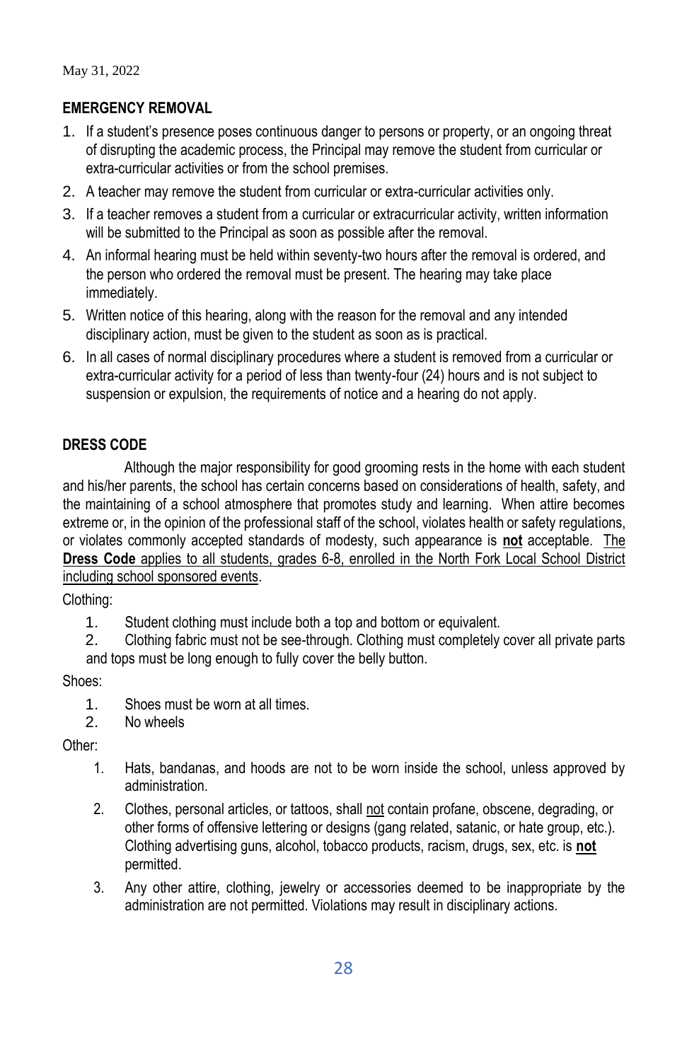May 31, 2022

## EMERGENCY REMOVAL

1. If a student's presence poses continuous danger to persons or property, or an ongoing threat of disrupting the academic process, the Principal may remove the student from curricular or extra-curricular activities or from the school premises.
2. A teacher may remove the student from curricular or extra-curricular activities only.
3. If a teacher removes a student from a curricular or extracurricular activity, written information will be submitted to the Principal as soon as possible after the removal.
4. An informal hearing must be held within seventy-two hours after the removal is ordered, and the person who ordered the removal must be present. The hearing may take place immediately.
5. Written notice of this hearing, along with the reason for the removal and any intended disciplinary action, must be given to the student as soon as is practical.
6. In all cases of normal disciplinary procedures where a student is removed from a curricular or extra-curricular activity for a period of less than twenty-four (24) hours and is not subject to suspension or expulsion, the requirements of notice and a hearing do not apply.

## DRESS CODE

Although the major responsibility for good grooming rests in the home with each student and his/her parents, the school has certain concerns based on considerations of health, safety, and the maintaining of a school atmosphere that promotes study and learning. When attire becomes extreme or, in the opinion of the professional staff of the school, violates health or safety regulations, or violates commonly accepted standards of modesty, such appearance is **not** acceptable. The **Dress Code** applies to all students, grades 6-8, enrolled in the North Fork Local School District including school sponsored events.

Clothing:

1. Student clothing must include both a top and bottom or equivalent.
2. Clothing fabric must not be see-through. Clothing must completely cover all private parts and tops must be long enough to fully cover the belly button.

Shoes:

1. Shoes must be worn at all times.
2. No wheels

Other:

1. Hats, bandanas, and hoods are not to be worn inside the school, unless approved by administration.
2. Clothes, personal articles, or tattoos, shall not contain profane, obscene, degrading, or other forms of offensive lettering or designs (gang related, satanic, or hate group, etc.). Clothing advertising guns, alcohol, tobacco products, racism, drugs, sex, etc. is **not** permitted.
3. Any other attire, clothing, jewelry or accessories deemed to be inappropriate by the administration are not permitted. Violations may result in disciplinary actions.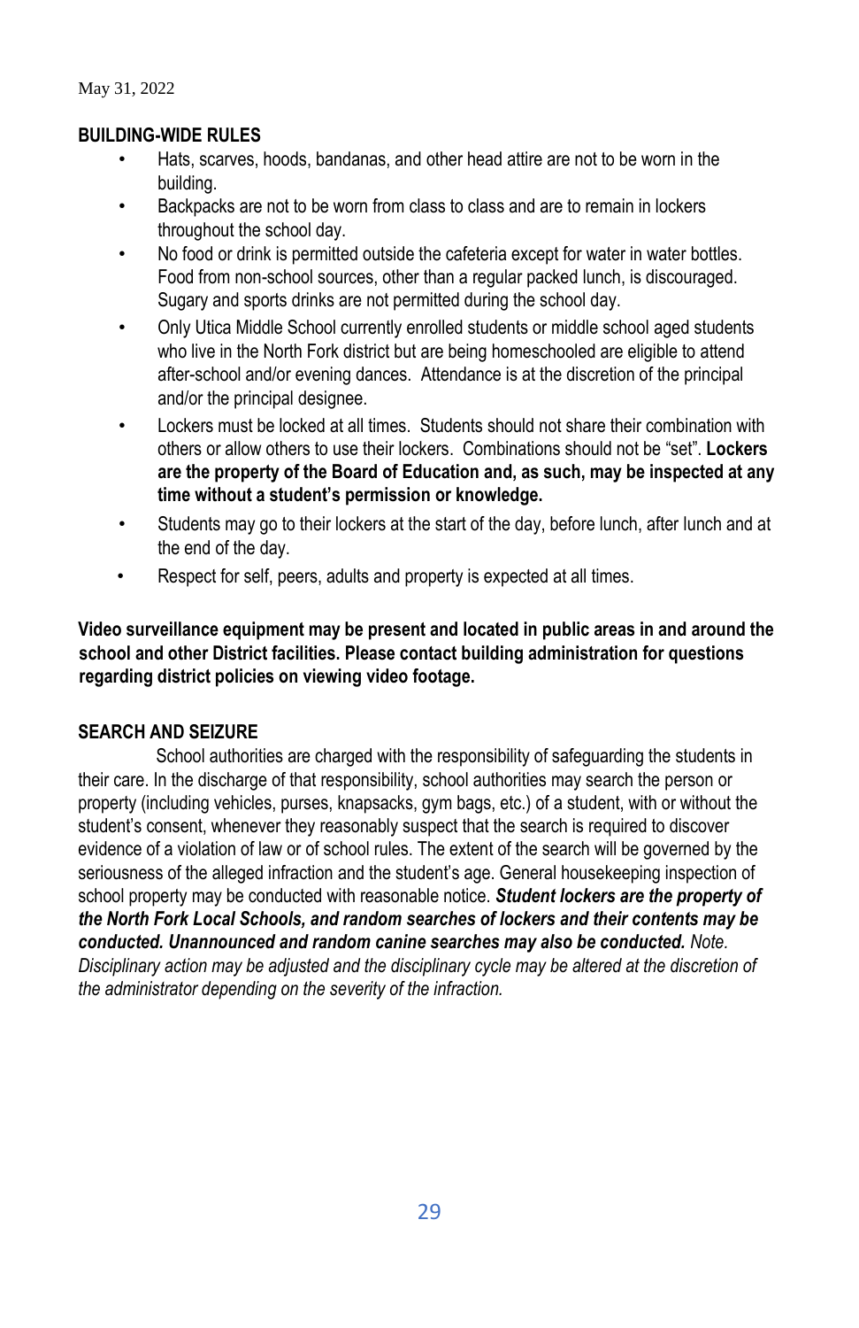May 31, 2022

**BUILDING-WIDE RULES**

- Hats, scarves, hoods, bandanas, and other head attire are not to be worn in the building.
- Backpacks are not to be worn from class to class and are to remain in lockers throughout the school day.
- No food or drink is permitted outside the cafeteria except for water in water bottles. Food from non-school sources, other than a regular packed lunch, is discouraged. Sugary and sports drinks are not permitted during the school day.
- Only Utica Middle School currently enrolled students or middle school aged students who live in the North Fork district but are being homeschooled are eligible to attend after-school and/or evening dances. Attendance is at the discretion of the principal and/or the principal designee.
- Lockers must be locked at all times. Students should not share their combination with others or allow others to use their lockers. Combinations should not be "set". **Lockers are the property of the Board of Education and, as such, may be inspected at any time without a student's permission or knowledge.**
- Students may go to their lockers at the start of the day, before lunch, after lunch and at the end of the day.
- Respect for self, peers, adults and property is expected at all times.

**Video surveillance equipment may be present and located in public areas in and around the school and other District facilities. Please contact building administration for questions regarding district policies on viewing video footage.**

**SEARCH AND SEIZURE**

School authorities are charged with the responsibility of safeguarding the students in their care. In the discharge of that responsibility, school authorities may search the person or property (including vehicles, purses, knapsacks, gym bags, etc.) of a student, with or without the student's consent, whenever they reasonably suspect that the search is required to discover evidence of a violation of law or of school rules. The extent of the search will be governed by the seriousness of the alleged infraction and the student's age. General housekeeping inspection of school property may be conducted with reasonable notice. ***Student lockers are the property of the North Fork Local Schools, and random searches of lockers and their contents may be conducted. Unannounced and random canine searches may also be conducted.*** *Note. Disciplinary action may be adjusted and the disciplinary cycle may be altered at the discretion of the administrator depending on the severity of the infraction.*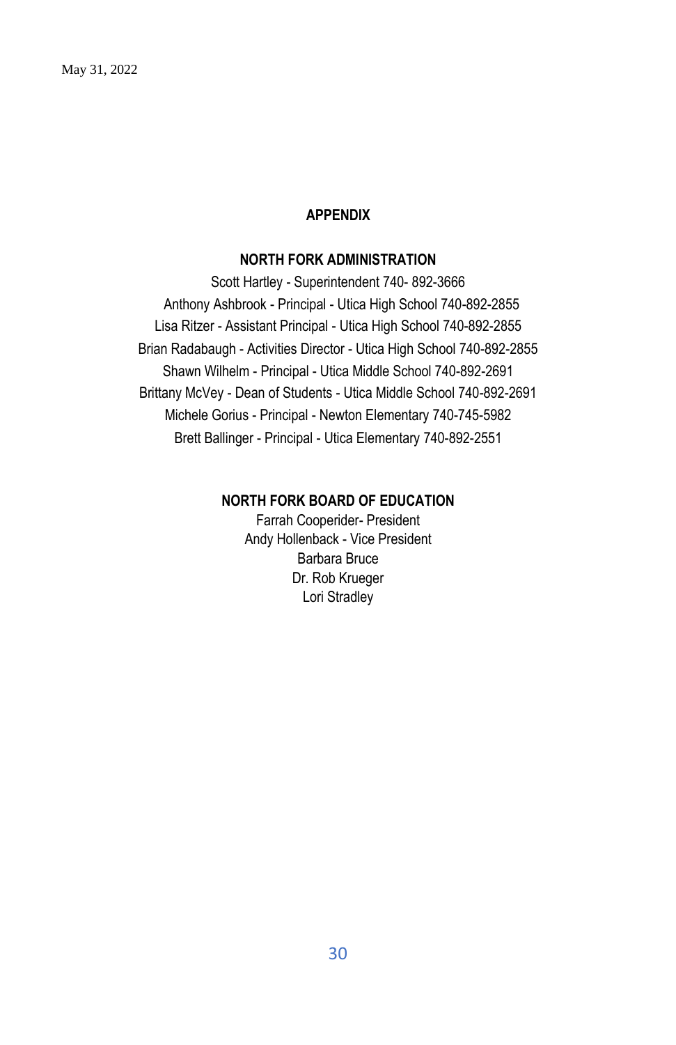May 31, 2022

## APPENDIX

### NORTH FORK ADMINISTRATION

Scott Hartley - Superintendent 740- 892-3666
Anthony Ashbrook - Principal - Utica High School 740-892-2855
Lisa Ritzer - Assistant Principal - Utica High School 740-892-2855
Brian Radabaugh - Activities Director - Utica High School 740-892-2855
Shawn Wilhelm - Principal - Utica Middle School 740-892-2691
Brittany McVey - Dean of Students - Utica Middle School 740-892-2691
Michele Gorius - Principal - Newton Elementary 740-745-5982
Brett Ballinger - Principal - Utica Elementary 740-892-2551

### NORTH FORK BOARD OF EDUCATION

Farrah Cooperider- President
Andy Hollenback - Vice President
Barbara Bruce
Dr. Rob Krueger
Lori Stradley